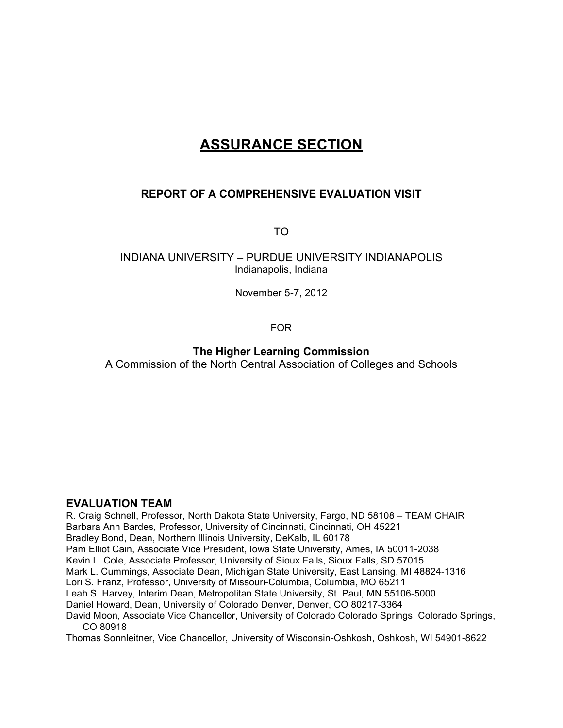# ASSURANCE SECTION

### REPORT OF A COMPREHENSIVE EVALUATION VISIT

TO

INDIANA UNIVERSITY – PURDUE UNIVERSITY INDIANAPOLIS
Indianapolis, Indiana

November 5-7, 2012

FOR

**The Higher Learning Commission**
A Commission of the North Central Association of Colleges and Schools

### EVALUATION TEAM

R. Craig Schnell, Professor, North Dakota State University, Fargo, ND 58108 – TEAM CHAIR
Barbara Ann Bardes, Professor, University of Cincinnati, Cincinnati, OH 45221
Bradley Bond, Dean, Northern Illinois University, DeKalb, IL 60178
Pam Elliot Cain, Associate Vice President, Iowa State University, Ames, IA 50011-2038
Kevin L. Cole, Associate Professor, University of Sioux Falls, Sioux Falls, SD 57015
Mark L. Cummings, Associate Dean, Michigan State University, East Lansing, MI 48824-1316
Lori S. Franz, Professor, University of Missouri-Columbia, Columbia, MO 65211
Leah S. Harvey, Interim Dean, Metropolitan State University, St. Paul, MN 55106-5000
Daniel Howard, Dean, University of Colorado Denver, Denver, CO 80217-3364
David Moon, Associate Vice Chancellor, University of Colorado Colorado Springs, Colorado Springs, CO 80918
Thomas Sonnleitner, Vice Chancellor, University of Wisconsin-Oshkosh, Oshkosh, WI 54901-8622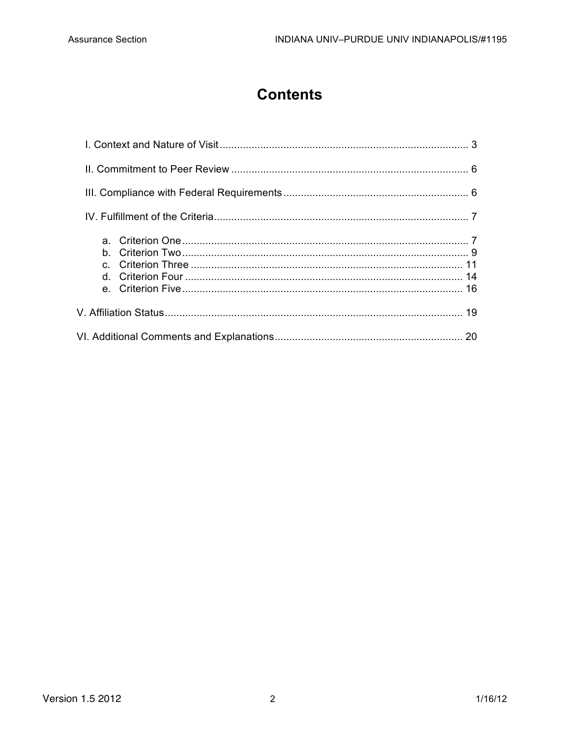# Contents

I. Context and Nature of Visit ........................................................................................ 3

II. Commitment to Peer Review ...................................................................................... 6

III. Compliance with Federal Requirements ................................................................... 6

IV. Fulfillment of the Criteria .......................................................................................... 7

a. Criterion One ........................................................................................................ 7
b. Criterion Two ........................................................................................................ 9
c. Criterion Three .................................................................................................... 11
d. Criterion Four ...................................................................................................... 14
e. Criterion Five ....................................................................................................... 16

V. Affiliation Status .......................................................................................................... 19

VI. Additional Comments and Explanations ................................................................... 20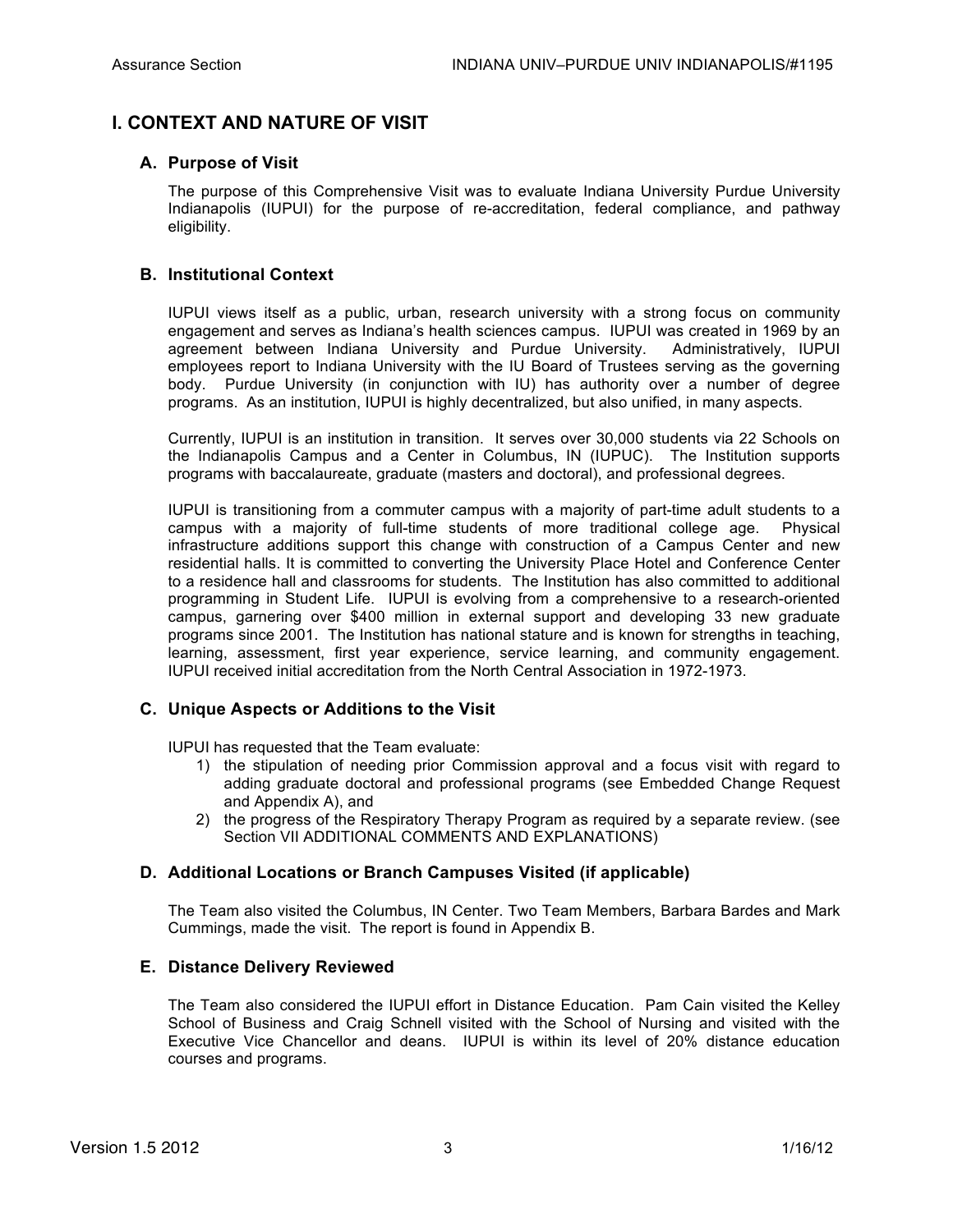## I. CONTEXT AND NATURE OF VISIT

### A. Purpose of Visit

The purpose of this Comprehensive Visit was to evaluate Indiana University Purdue University Indianapolis (IUPUI) for the purpose of re-accreditation, federal compliance, and pathway eligibility.

### B. Institutional Context

IUPUI views itself as a public, urban, research university with a strong focus on community engagement and serves as Indiana's health sciences campus. IUPUI was created in 1969 by an agreement between Indiana University and Purdue University. Administratively, IUPUI employees report to Indiana University with the IU Board of Trustees serving as the governing body. Purdue University (in conjunction with IU) has authority over a number of degree programs. As an institution, IUPUI is highly decentralized, but also unified, in many aspects.

Currently, IUPUI is an institution in transition. It serves over 30,000 students via 22 Schools on the Indianapolis Campus and a Center in Columbus, IN (IUPUC). The Institution supports programs with baccalaureate, graduate (masters and doctoral), and professional degrees.

IUPUI is transitioning from a commuter campus with a majority of part-time adult students to a campus with a majority of full-time students of more traditional college age. Physical infrastructure additions support this change with construction of a Campus Center and new residential halls. It is committed to converting the University Place Hotel and Conference Center to a residence hall and classrooms for students. The Institution has also committed to additional programming in Student Life. IUPUI is evolving from a comprehensive to a research-oriented campus, garnering over $400 million in external support and developing 33 new graduate programs since 2001. The Institution has national stature and is known for strengths in teaching, learning, assessment, first year experience, service learning, and community engagement. IUPUI received initial accreditation from the North Central Association in 1972-1973.

### C. Unique Aspects or Additions to the Visit

IUPUI has requested that the Team evaluate:

1) the stipulation of needing prior Commission approval and a focus visit with regard to adding graduate doctoral and professional programs (see Embedded Change Request and Appendix A), and
2) the progress of the Respiratory Therapy Program as required by a separate review. (see Section VII ADDITIONAL COMMENTS AND EXPLANATIONS)

### D. Additional Locations or Branch Campuses Visited (if applicable)

The Team also visited the Columbus, IN Center. Two Team Members, Barbara Bardes and Mark Cummings, made the visit. The report is found in Appendix B.

### E. Distance Delivery Reviewed

The Team also considered the IUPUI effort in Distance Education. Pam Cain visited the Kelley School of Business and Craig Schnell visited with the School of Nursing and visited with the Executive Vice Chancellor and deans. IUPUI is within its level of 20% distance education courses and programs.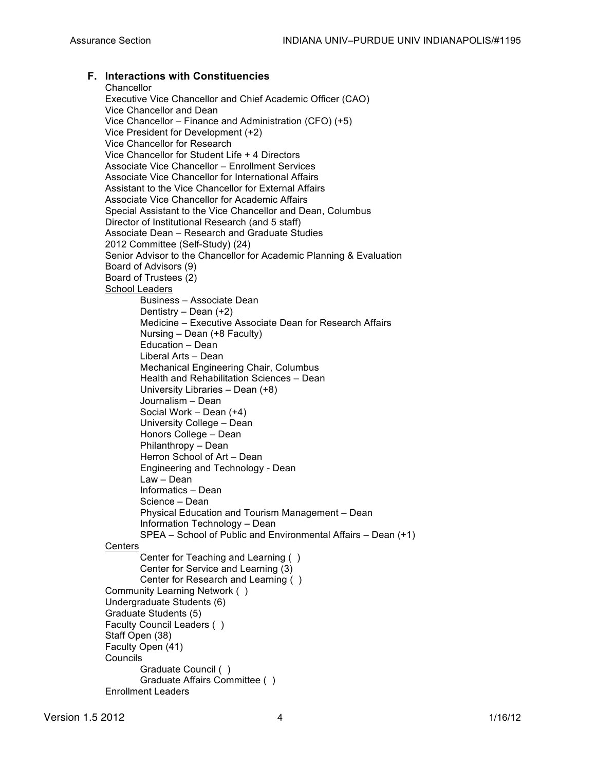## F. Interactions with Constituencies

Chancellor
Executive Vice Chancellor and Chief Academic Officer (CAO)
Vice Chancellor and Dean
Vice Chancellor – Finance and Administration (CFO) (+5)
Vice President for Development (+2)
Vice Chancellor for Research
Vice Chancellor for Student Life + 4 Directors
Associate Vice Chancellor – Enrollment Services
Associate Vice Chancellor for International Affairs
Assistant to the Vice Chancellor for External Affairs
Associate Vice Chancellor for Academic Affairs
Special Assistant to the Vice Chancellor and Dean, Columbus
Director of Institutional Research (and 5 staff)
Associate Dean – Research and Graduate Studies
2012 Committee (Self-Study) (24)
Senior Advisor to the Chancellor for Academic Planning & Evaluation
Board of Advisors (9)
Board of Trustees (2)

School Leaders

- Business – Associate Dean
- Dentistry – Dean (+2)
- Medicine – Executive Associate Dean for Research Affairs
- Nursing – Dean (+8 Faculty)
- Education – Dean
- Liberal Arts – Dean
- Mechanical Engineering Chair, Columbus
- Health and Rehabilitation Sciences – Dean
- University Libraries – Dean (+8)
- Journalism – Dean
- Social Work – Dean (+4)
- University College – Dean
- Honors College – Dean
- Philanthropy – Dean
- Herron School of Art – Dean
- Engineering and Technology - Dean
- Law – Dean
- Informatics – Dean
- Science – Dean
- Physical Education and Tourism Management – Dean
- Information Technology – Dean
- SPEA – School of Public and Environmental Affairs – Dean (+1)

Centers

- Center for Teaching and Learning ( )
- Center for Service and Learning (3)
- Center for Research and Learning ( )

Community Learning Network ( )
Undergraduate Students (6)
Graduate Students (5)
Faculty Council Leaders ( )
Staff Open (38)
Faculty Open (41)
Councils

- Graduate Council ( )
- Graduate Affairs Committee ( )

Enrollment Leaders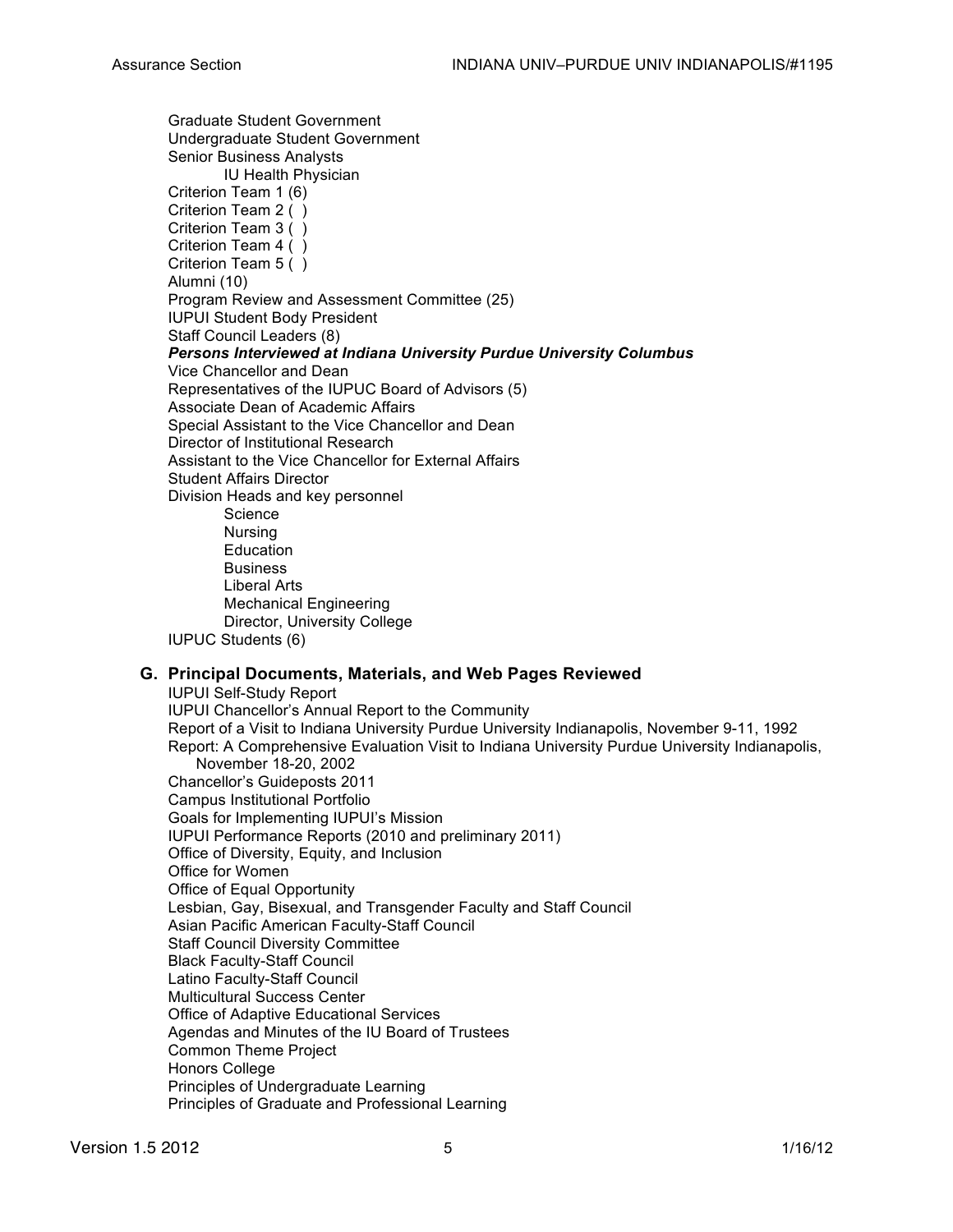Graduate Student Government
Undergraduate Student Government
Senior Business Analysts
    IU Health Physician
Criterion Team 1 (6)
Criterion Team 2 ( )
Criterion Team 3 ( )
Criterion Team 4 ( )
Criterion Team 5 ( )
Alumni (10)
Program Review and Assessment Committee (25)
IUPUI Student Body President
Staff Council Leaders (8)

***Persons Interviewed at Indiana University Purdue University Columbus***

Vice Chancellor and Dean
Representatives of the IUPUC Board of Advisors (5)
Associate Dean of Academic Affairs
Special Assistant to the Vice Chancellor and Dean
Director of Institutional Research
Assistant to the Vice Chancellor for External Affairs
Student Affairs Director
Division Heads and key personnel
    Science
    Nursing
    Education
    Business
    Liberal Arts
    Mechanical Engineering
    Director, University College
IUPUC Students (6)

## G. Principal Documents, Materials, and Web Pages Reviewed

IUPUI Self-Study Report
IUPUI Chancellor's Annual Report to the Community
Report of a Visit to Indiana University Purdue University Indianapolis, November 9-11, 1992
Report: A Comprehensive Evaluation Visit to Indiana University Purdue University Indianapolis, November 18-20, 2002
Chancellor's Guideposts 2011
Campus Institutional Portfolio
Goals for Implementing IUPUI's Mission
IUPUI Performance Reports (2010 and preliminary 2011)
Office of Diversity, Equity, and Inclusion
Office for Women
Office of Equal Opportunity
Lesbian, Gay, Bisexual, and Transgender Faculty and Staff Council
Asian Pacific American Faculty-Staff Council
Staff Council Diversity Committee
Black Faculty-Staff Council
Latino Faculty-Staff Council
Multicultural Success Center
Office of Adaptive Educational Services
Agendas and Minutes of the IU Board of Trustees
Common Theme Project
Honors College
Principles of Undergraduate Learning
Principles of Graduate and Professional Learning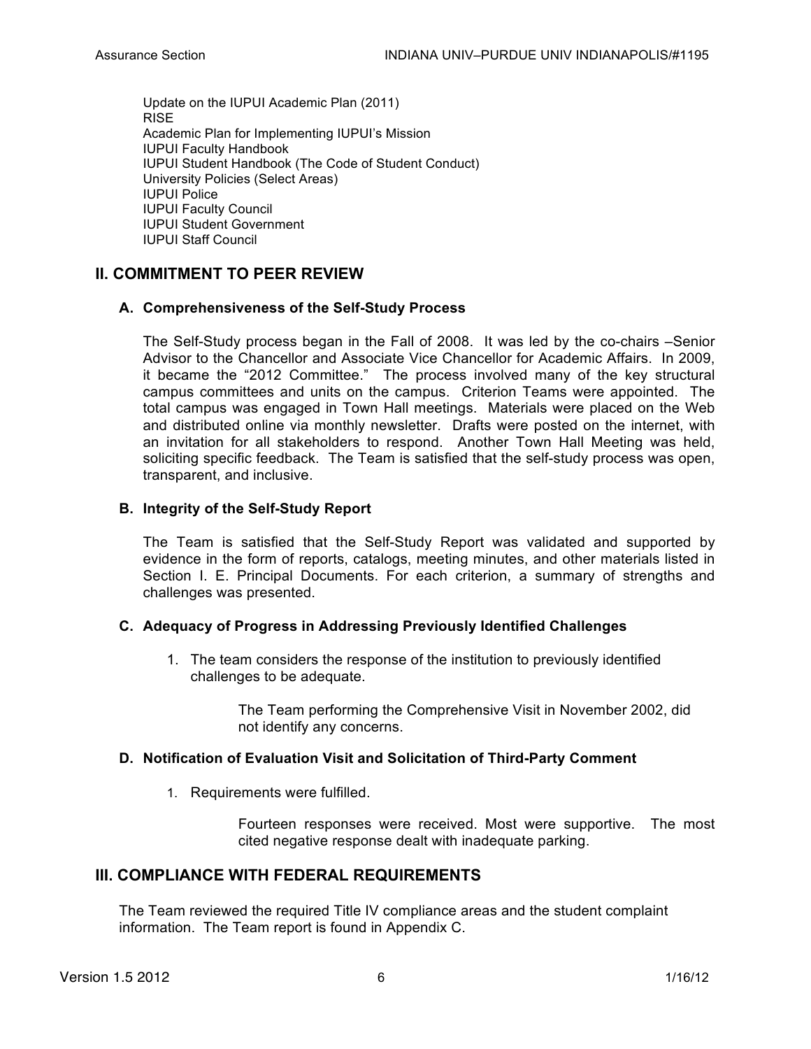Update on the IUPUI Academic Plan (2011)
RISE
Academic Plan for Implementing IUPUI's Mission
IUPUI Faculty Handbook
IUPUI Student Handbook (The Code of Student Conduct)
University Policies (Select Areas)
IUPUI Police
IUPUI Faculty Council
IUPUI Student Government
IUPUI Staff Council

## II. COMMITMENT TO PEER REVIEW

### A. Comprehensiveness of the Self-Study Process

The Self-Study process began in the Fall of 2008. It was led by the co-chairs –Senior Advisor to the Chancellor and Associate Vice Chancellor for Academic Affairs. In 2009, it became the "2012 Committee." The process involved many of the key structural campus committees and units on the campus. Criterion Teams were appointed. The total campus was engaged in Town Hall meetings. Materials were placed on the Web and distributed online via monthly newsletter. Drafts were posted on the internet, with an invitation for all stakeholders to respond. Another Town Hall Meeting was held, soliciting specific feedback. The Team is satisfied that the self-study process was open, transparent, and inclusive.

### B. Integrity of the Self-Study Report

The Team is satisfied that the Self-Study Report was validated and supported by evidence in the form of reports, catalogs, meeting minutes, and other materials listed in Section I. E. Principal Documents. For each criterion, a summary of strengths and challenges was presented.

### C. Adequacy of Progress in Addressing Previously Identified Challenges

1. The team considers the response of the institution to previously identified challenges to be adequate.

   The Team performing the Comprehensive Visit in November 2002, did not identify any concerns.

### D. Notification of Evaluation Visit and Solicitation of Third-Party Comment

1. Requirements were fulfilled.

   Fourteen responses were received. Most were supportive. The most cited negative response dealt with inadequate parking.

## III. COMPLIANCE WITH FEDERAL REQUIREMENTS

The Team reviewed the required Title IV compliance areas and the student complaint information. The Team report is found in Appendix C.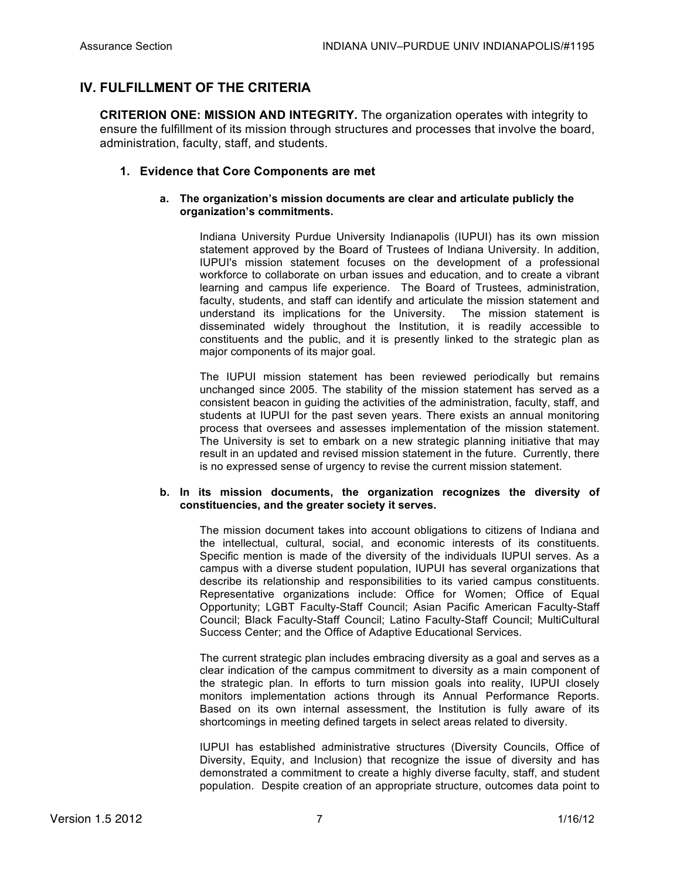## IV. FULFILLMENT OF THE CRITERIA

**CRITERION ONE: MISSION AND INTEGRITY.** The organization operates with integrity to ensure the fulfillment of its mission through structures and processes that involve the board, administration, faculty, staff, and students.

### 1. Evidence that Core Components are met

**a. The organization's mission documents are clear and articulate publicly the organization's commitments.**

Indiana University Purdue University Indianapolis (IUPUI) has its own mission statement approved by the Board of Trustees of Indiana University. In addition, IUPUI's mission statement focuses on the development of a professional workforce to collaborate on urban issues and education, and to create a vibrant learning and campus life experience. The Board of Trustees, administration, faculty, students, and staff can identify and articulate the mission statement and understand its implications for the University. The mission statement is disseminated widely throughout the Institution, it is readily accessible to constituents and the public, and it is presently linked to the strategic plan as major components of its major goal.

The IUPUI mission statement has been reviewed periodically but remains unchanged since 2005. The stability of the mission statement has served as a consistent beacon in guiding the activities of the administration, faculty, staff, and students at IUPUI for the past seven years. There exists an annual monitoring process that oversees and assesses implementation of the mission statement. The University is set to embark on a new strategic planning initiative that may result in an updated and revised mission statement in the future. Currently, there is no expressed sense of urgency to revise the current mission statement.

**b. In its mission documents, the organization recognizes the diversity of constituencies, and the greater society it serves.**

The mission document takes into account obligations to citizens of Indiana and the intellectual, cultural, social, and economic interests of its constituents. Specific mention is made of the diversity of the individuals IUPUI serves. As a campus with a diverse student population, IUPUI has several organizations that describe its relationship and responsibilities to its varied campus constituents. Representative organizations include: Office for Women; Office of Equal Opportunity; LGBT Faculty-Staff Council; Asian Pacific American Faculty-Staff Council; Black Faculty-Staff Council; Latino Faculty-Staff Council; MultiCultural Success Center; and the Office of Adaptive Educational Services.

The current strategic plan includes embracing diversity as a goal and serves as a clear indication of the campus commitment to diversity as a main component of the strategic plan. In efforts to turn mission goals into reality, IUPUI closely monitors implementation actions through its Annual Performance Reports. Based on its own internal assessment, the Institution is fully aware of its shortcomings in meeting defined targets in select areas related to diversity.

IUPUI has established administrative structures (Diversity Councils, Office of Diversity, Equity, and Inclusion) that recognize the issue of diversity and has demonstrated a commitment to create a highly diverse faculty, staff, and student population. Despite creation of an appropriate structure, outcomes data point to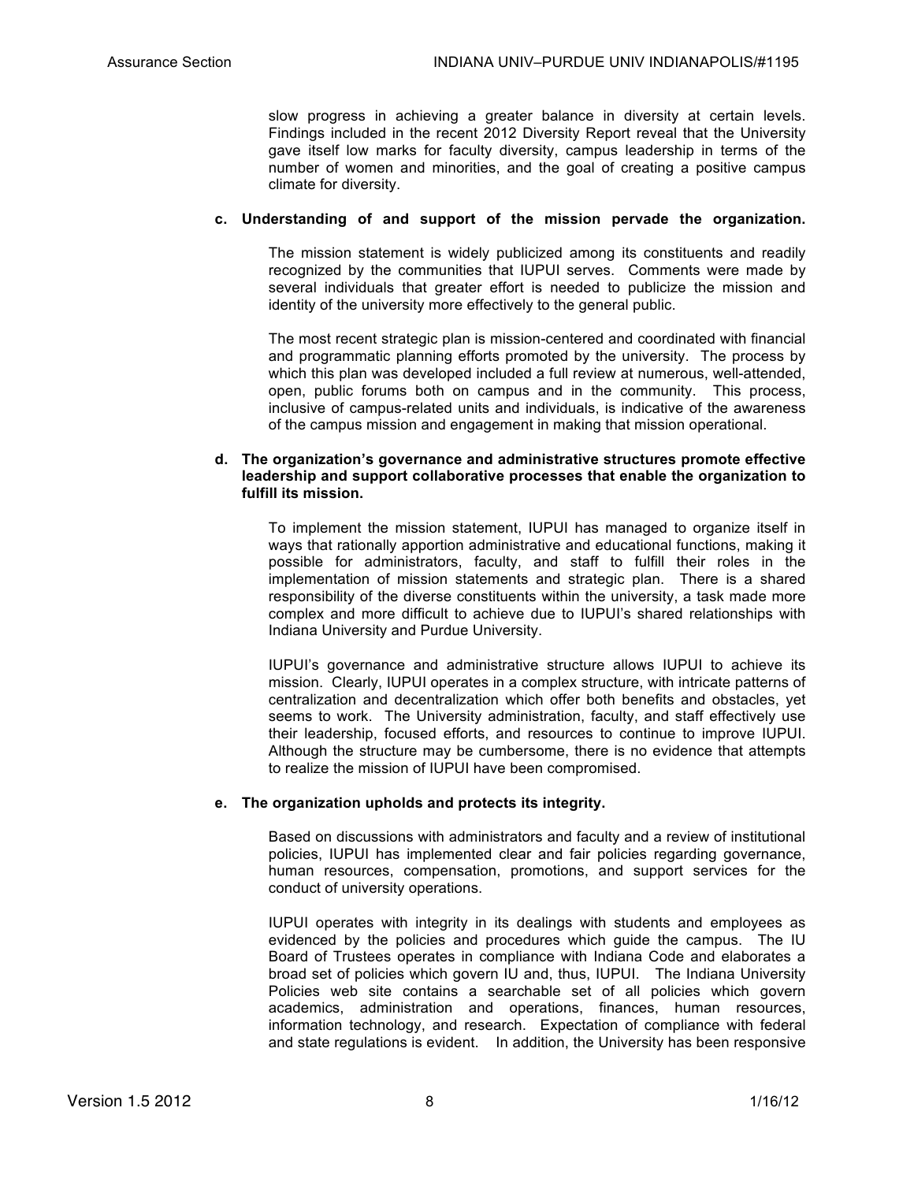slow progress in achieving a greater balance in diversity at certain levels. Findings included in the recent 2012 Diversity Report reveal that the University gave itself low marks for faculty diversity, campus leadership in terms of the number of women and minorities, and the goal of creating a positive campus climate for diversity.

**c. Understanding of and support of the mission pervade the organization.**

The mission statement is widely publicized among its constituents and readily recognized by the communities that IUPUI serves. Comments were made by several individuals that greater effort is needed to publicize the mission and identity of the university more effectively to the general public.

The most recent strategic plan is mission-centered and coordinated with financial and programmatic planning efforts promoted by the university. The process by which this plan was developed included a full review at numerous, well-attended, open, public forums both on campus and in the community. This process, inclusive of campus-related units and individuals, is indicative of the awareness of the campus mission and engagement in making that mission operational.

**d. The organization's governance and administrative structures promote effective leadership and support collaborative processes that enable the organization to fulfill its mission.**

To implement the mission statement, IUPUI has managed to organize itself in ways that rationally apportion administrative and educational functions, making it possible for administrators, faculty, and staff to fulfill their roles in the implementation of mission statements and strategic plan. There is a shared responsibility of the diverse constituents within the university, a task made more complex and more difficult to achieve due to IUPUI's shared relationships with Indiana University and Purdue University.

IUPUI's governance and administrative structure allows IUPUI to achieve its mission. Clearly, IUPUI operates in a complex structure, with intricate patterns of centralization and decentralization which offer both benefits and obstacles, yet seems to work. The University administration, faculty, and staff effectively use their leadership, focused efforts, and resources to continue to improve IUPUI. Although the structure may be cumbersome, there is no evidence that attempts to realize the mission of IUPUI have been compromised.

**e. The organization upholds and protects its integrity.**

Based on discussions with administrators and faculty and a review of institutional policies, IUPUI has implemented clear and fair policies regarding governance, human resources, compensation, promotions, and support services for the conduct of university operations.

IUPUI operates with integrity in its dealings with students and employees as evidenced by the policies and procedures which guide the campus. The IU Board of Trustees operates in compliance with Indiana Code and elaborates a broad set of policies which govern IU and, thus, IUPUI. The Indiana University Policies web site contains a searchable set of all policies which govern academics, administration and operations, finances, human resources, information technology, and research. Expectation of compliance with federal and state regulations is evident. In addition, the University has been responsive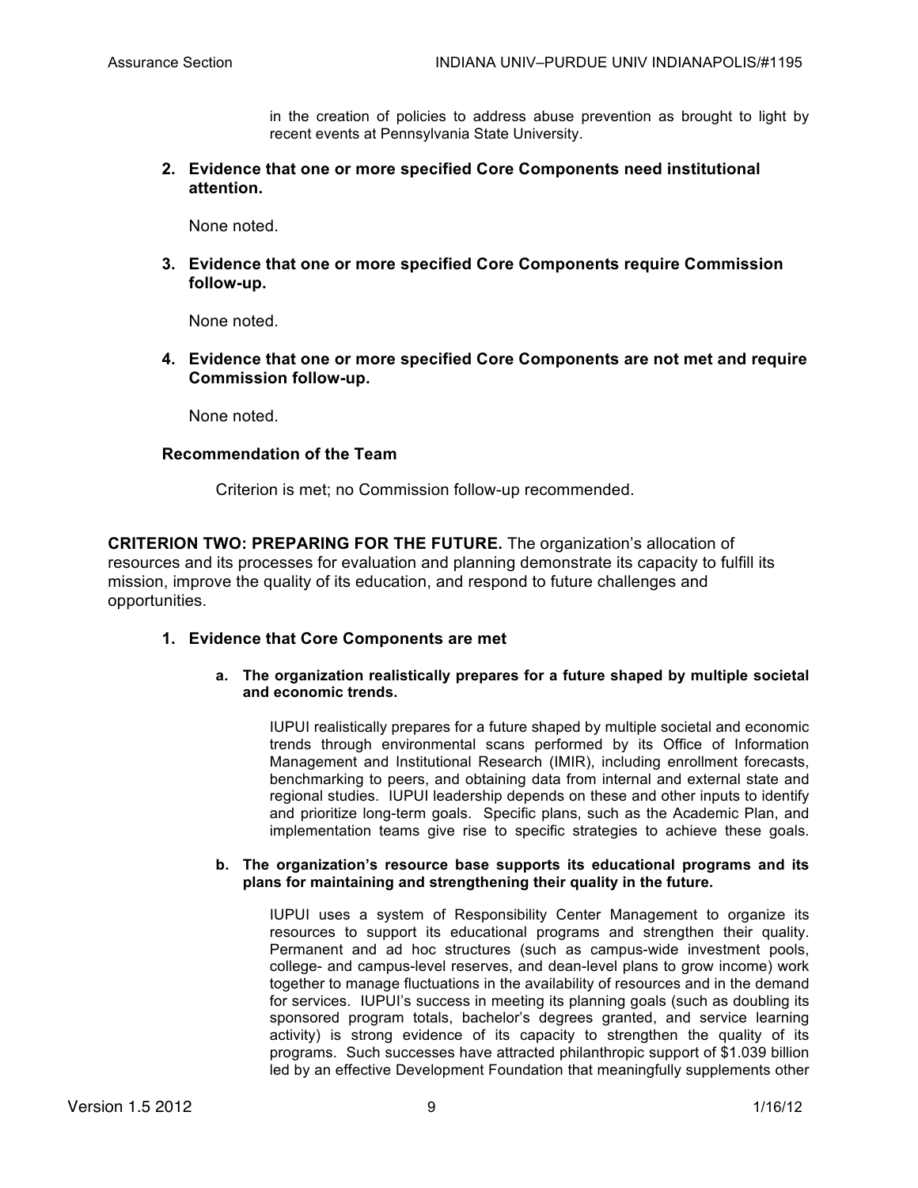in the creation of policies to address abuse prevention as brought to light by recent events at Pennsylvania State University.

**2. Evidence that one or more specified Core Components need institutional attention.**

None noted.

**3. Evidence that one or more specified Core Components require Commission follow-up.**

None noted.

**4. Evidence that one or more specified Core Components are not met and require Commission follow-up.**

None noted.

**Recommendation of the Team**

Criterion is met; no Commission follow-up recommended.

**CRITERION TWO: PREPARING FOR THE FUTURE.** The organization's allocation of resources and its processes for evaluation and planning demonstrate its capacity to fulfill its mission, improve the quality of its education, and respond to future challenges and opportunities.

**1. Evidence that Core Components are met**

**a. The organization realistically prepares for a future shaped by multiple societal and economic trends.**

IUPUI realistically prepares for a future shaped by multiple societal and economic trends through environmental scans performed by its Office of Information Management and Institutional Research (IMIR), including enrollment forecasts, benchmarking to peers, and obtaining data from internal and external state and regional studies. IUPUI leadership depends on these and other inputs to identify and prioritize long-term goals. Specific plans, such as the Academic Plan, and implementation teams give rise to specific strategies to achieve these goals.

**b. The organization's resource base supports its educational programs and its plans for maintaining and strengthening their quality in the future.**

IUPUI uses a system of Responsibility Center Management to organize its resources to support its educational programs and strengthen their quality. Permanent and ad hoc structures (such as campus-wide investment pools, college- and campus-level reserves, and dean-level plans to grow income) work together to manage fluctuations in the availability of resources and in the demand for services. IUPUI's success in meeting its planning goals (such as doubling its sponsored program totals, bachelor's degrees granted, and service learning activity) is strong evidence of its capacity to strengthen the quality of its programs. Such successes have attracted philanthropic support of $1.039 billion led by an effective Development Foundation that meaningfully supplements other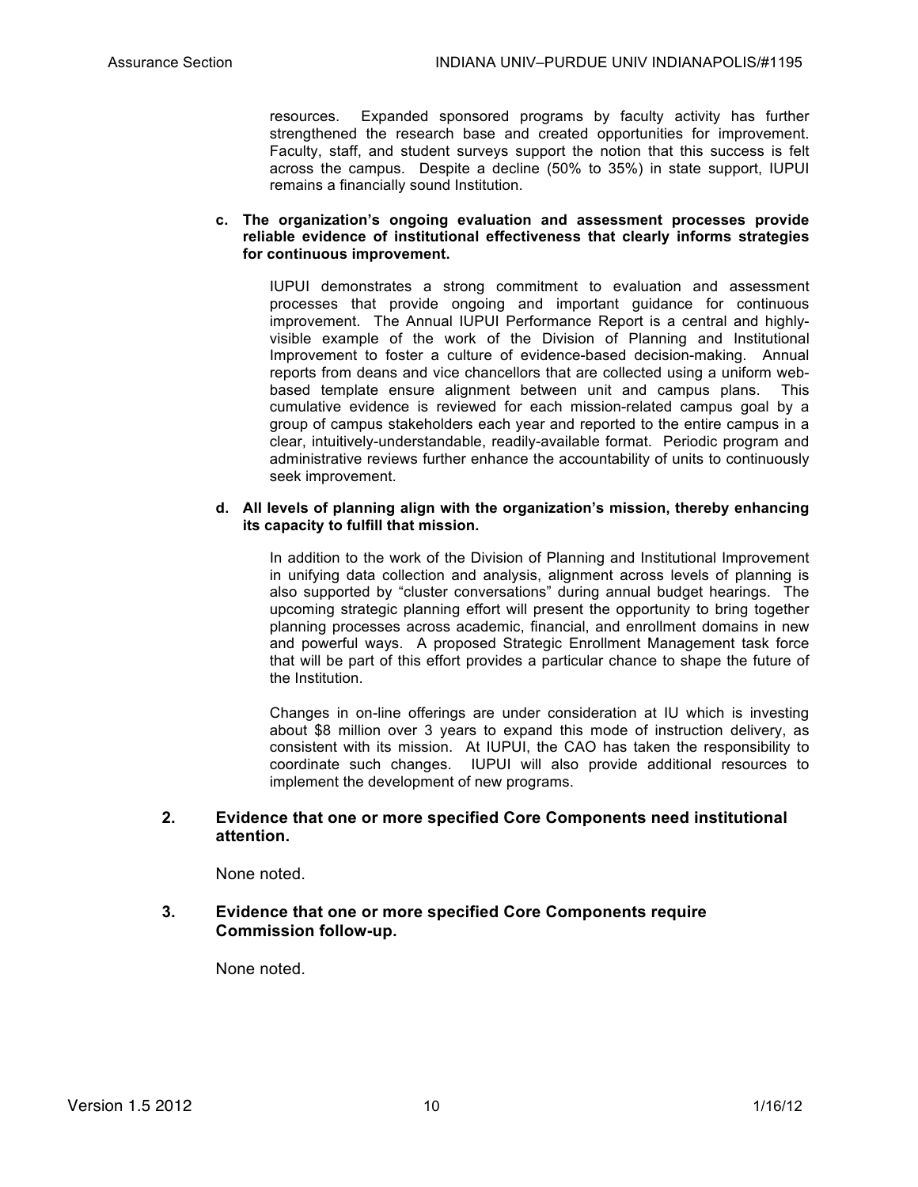resources. Expanded sponsored programs by faculty activity has further strengthened the research base and created opportunities for improvement. Faculty, staff, and student surveys support the notion that this success is felt across the campus. Despite a decline (50% to 35%) in state support, IUPUI remains a financially sound Institution.

**c. The organization's ongoing evaluation and assessment processes provide reliable evidence of institutional effectiveness that clearly informs strategies for continuous improvement.**

IUPUI demonstrates a strong commitment to evaluation and assessment processes that provide ongoing and important guidance for continuous improvement. The Annual IUPUI Performance Report is a central and highly-visible example of the work of the Division of Planning and Institutional Improvement to foster a culture of evidence-based decision-making. Annual reports from deans and vice chancellors that are collected using a uniform web-based template ensure alignment between unit and campus plans. This cumulative evidence is reviewed for each mission-related campus goal by a group of campus stakeholders each year and reported to the entire campus in a clear, intuitively-understandable, readily-available format. Periodic program and administrative reviews further enhance the accountability of units to continuously seek improvement.

**d. All levels of planning align with the organization's mission, thereby enhancing its capacity to fulfill that mission.**

In addition to the work of the Division of Planning and Institutional Improvement in unifying data collection and analysis, alignment across levels of planning is also supported by "cluster conversations" during annual budget hearings. The upcoming strategic planning effort will present the opportunity to bring together planning processes across academic, financial, and enrollment domains in new and powerful ways. A proposed Strategic Enrollment Management task force that will be part of this effort provides a particular chance to shape the future of the Institution.

Changes in on-line offerings are under consideration at IU which is investing about $8 million over 3 years to expand this mode of instruction delivery, as consistent with its mission. At IUPUI, the CAO has taken the responsibility to coordinate such changes. IUPUI will also provide additional resources to implement the development of new programs.

### 2. Evidence that one or more specified Core Components need institutional attention.

None noted.

### 3. Evidence that one or more specified Core Components require Commission follow-up.

None noted.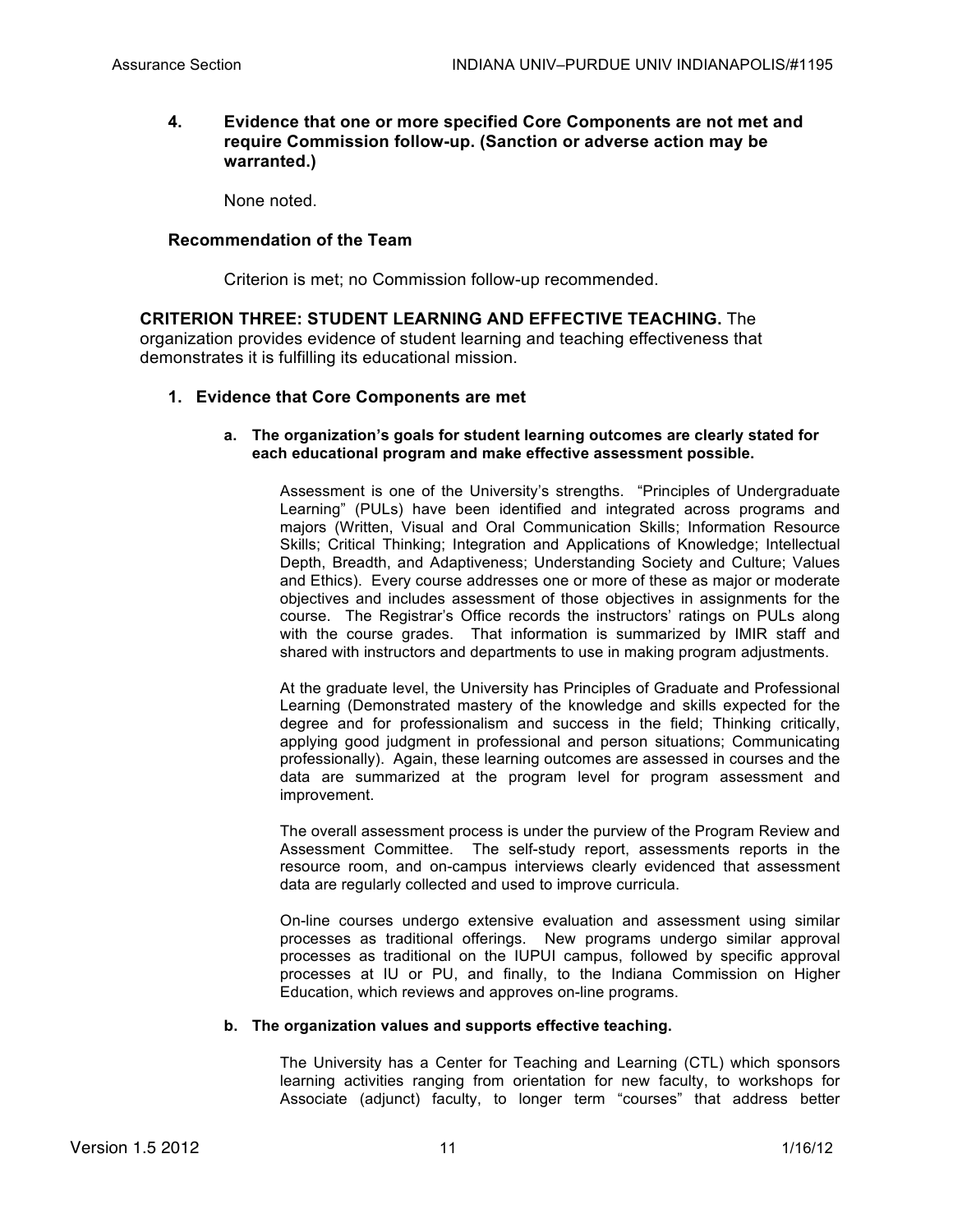**4. Evidence that one or more specified Core Components are not met and require Commission follow-up. (Sanction or adverse action may be warranted.)**

None noted.

**Recommendation of the Team**

Criterion is met; no Commission follow-up recommended.

**CRITERION THREE: STUDENT LEARNING AND EFFECTIVE TEACHING.** The organization provides evidence of student learning and teaching effectiveness that demonstrates it is fulfilling its educational mission.

**1. Evidence that Core Components are met**

**a. The organization's goals for student learning outcomes are clearly stated for each educational program and make effective assessment possible.**

Assessment is one of the University's strengths. "Principles of Undergraduate Learning" (PULs) have been identified and integrated across programs and majors (Written, Visual and Oral Communication Skills; Information Resource Skills; Critical Thinking; Integration and Applications of Knowledge; Intellectual Depth, Breadth, and Adaptiveness; Understanding Society and Culture; Values and Ethics). Every course addresses one or more of these as major or moderate objectives and includes assessment of those objectives in assignments for the course. The Registrar's Office records the instructors' ratings on PULs along with the course grades. That information is summarized by IMIR staff and shared with instructors and departments to use in making program adjustments.

At the graduate level, the University has Principles of Graduate and Professional Learning (Demonstrated mastery of the knowledge and skills expected for the degree and for professionalism and success in the field; Thinking critically, applying good judgment in professional and person situations; Communicating professionally). Again, these learning outcomes are assessed in courses and the data are summarized at the program level for program assessment and improvement.

The overall assessment process is under the purview of the Program Review and Assessment Committee. The self-study report, assessments reports in the resource room, and on-campus interviews clearly evidenced that assessment data are regularly collected and used to improve curricula.

On-line courses undergo extensive evaluation and assessment using similar processes as traditional offerings. New programs undergo similar approval processes as traditional on the IUPUI campus, followed by specific approval processes at IU or PU, and finally, to the Indiana Commission on Higher Education, which reviews and approves on-line programs.

**b. The organization values and supports effective teaching.**

The University has a Center for Teaching and Learning (CTL) which sponsors learning activities ranging from orientation for new faculty, to workshops for Associate (adjunct) faculty, to longer term "courses" that address better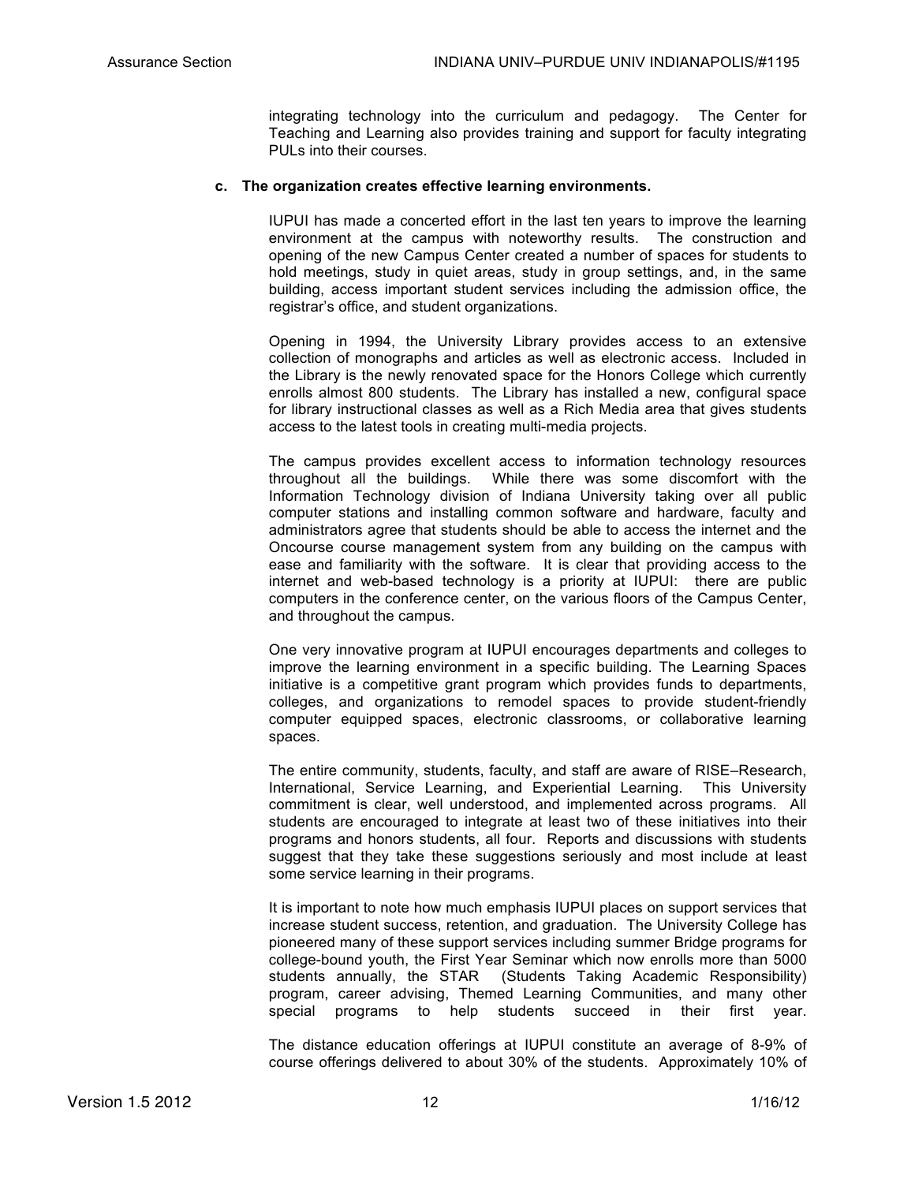integrating technology into the curriculum and pedagogy. The Center for Teaching and Learning also provides training and support for faculty integrating PULs into their courses.

**c. The organization creates effective learning environments.**

IUPUI has made a concerted effort in the last ten years to improve the learning environment at the campus with noteworthy results. The construction and opening of the new Campus Center created a number of spaces for students to hold meetings, study in quiet areas, study in group settings, and, in the same building, access important student services including the admission office, the registrar's office, and student organizations.

Opening in 1994, the University Library provides access to an extensive collection of monographs and articles as well as electronic access. Included in the Library is the newly renovated space for the Honors College which currently enrolls almost 800 students. The Library has installed a new, configural space for library instructional classes as well as a Rich Media area that gives students access to the latest tools in creating multi-media projects.

The campus provides excellent access to information technology resources throughout all the buildings. While there was some discomfort with the Information Technology division of Indiana University taking over all public computer stations and installing common software and hardware, faculty and administrators agree that students should be able to access the internet and the Oncourse course management system from any building on the campus with ease and familiarity with the software. It is clear that providing access to the internet and web-based technology is a priority at IUPUI: there are public computers in the conference center, on the various floors of the Campus Center, and throughout the campus.

One very innovative program at IUPUI encourages departments and colleges to improve the learning environment in a specific building. The Learning Spaces initiative is a competitive grant program which provides funds to departments, colleges, and organizations to remodel spaces to provide student-friendly computer equipped spaces, electronic classrooms, or collaborative learning spaces.

The entire community, students, faculty, and staff are aware of RISE–Research, International, Service Learning, and Experiential Learning. This University commitment is clear, well understood, and implemented across programs. All students are encouraged to integrate at least two of these initiatives into their programs and honors students, all four. Reports and discussions with students suggest that they take these suggestions seriously and most include at least some service learning in their programs.

It is important to note how much emphasis IUPUI places on support services that increase student success, retention, and graduation. The University College has pioneered many of these support services including summer Bridge programs for college-bound youth, the First Year Seminar which now enrolls more than 5000 students annually, the STAR (Students Taking Academic Responsibility) program, career advising, Themed Learning Communities, and many other special programs to help students succeed in their first year.

The distance education offerings at IUPUI constitute an average of 8-9% of course offerings delivered to about 30% of the students. Approximately 10% of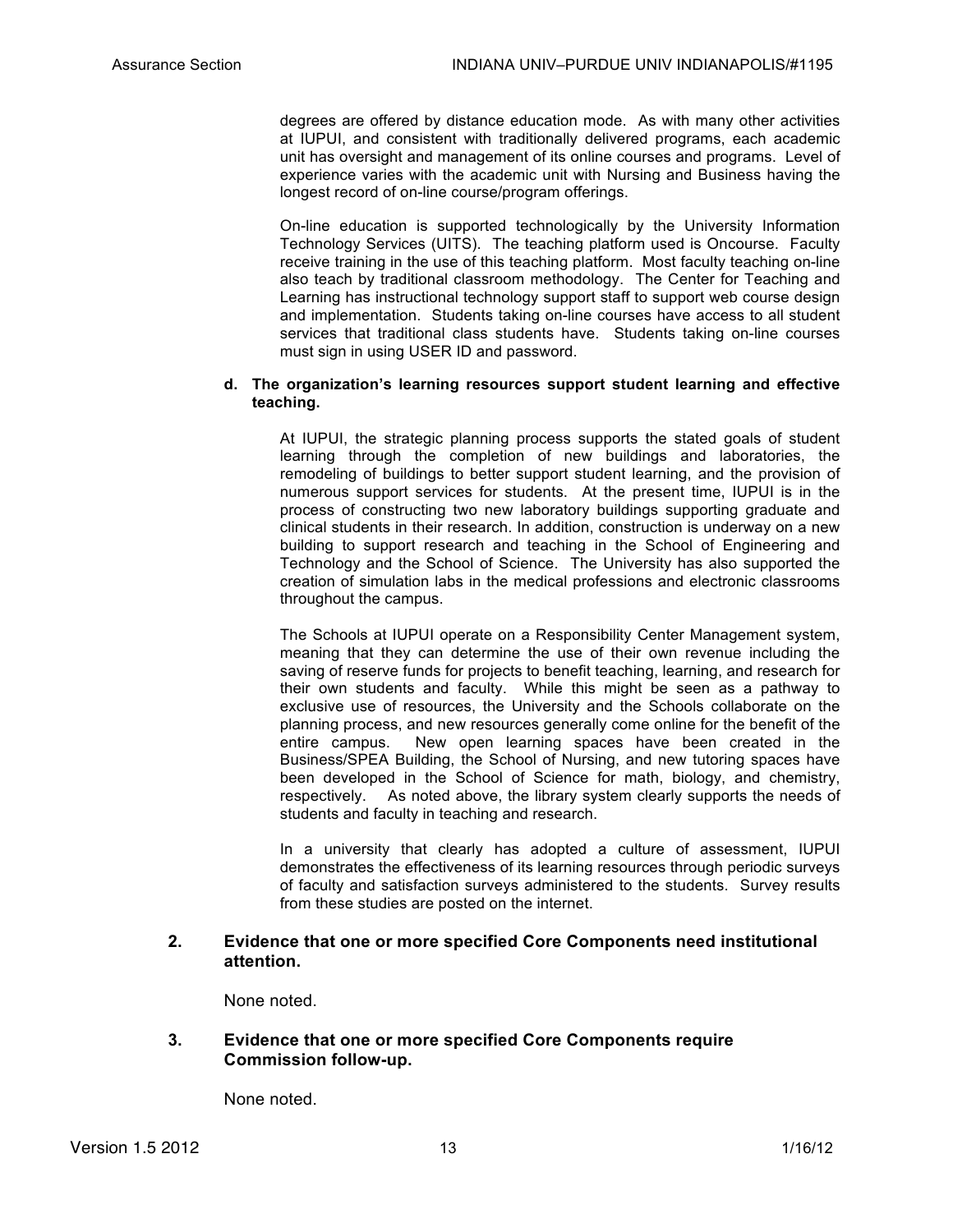degrees are offered by distance education mode. As with many other activities at IUPUI, and consistent with traditionally delivered programs, each academic unit has oversight and management of its online courses and programs. Level of experience varies with the academic unit with Nursing and Business having the longest record of on-line course/program offerings.

On-line education is supported technologically by the University Information Technology Services (UITS). The teaching platform used is Oncourse. Faculty receive training in the use of this teaching platform. Most faculty teaching on-line also teach by traditional classroom methodology. The Center for Teaching and Learning has instructional technology support staff to support web course design and implementation. Students taking on-line courses have access to all student services that traditional class students have. Students taking on-line courses must sign in using USER ID and password.

**d. The organization's learning resources support student learning and effective teaching.**

At IUPUI, the strategic planning process supports the stated goals of student learning through the completion of new buildings and laboratories, the remodeling of buildings to better support student learning, and the provision of numerous support services for students. At the present time, IUPUI is in the process of constructing two new laboratory buildings supporting graduate and clinical students in their research. In addition, construction is underway on a new building to support research and teaching in the School of Engineering and Technology and the School of Science. The University has also supported the creation of simulation labs in the medical professions and electronic classrooms throughout the campus.

The Schools at IUPUI operate on a Responsibility Center Management system, meaning that they can determine the use of their own revenue including the saving of reserve funds for projects to benefit teaching, learning, and research for their own students and faculty. While this might be seen as a pathway to exclusive use of resources, the University and the Schools collaborate on the planning process, and new resources generally come online for the benefit of the entire campus. New open learning spaces have been created in the Business/SPEA Building, the School of Nursing, and new tutoring spaces have been developed in the School of Science for math, biology, and chemistry, respectively. As noted above, the library system clearly supports the needs of students and faculty in teaching and research.

In a university that clearly has adopted a culture of assessment, IUPUI demonstrates the effectiveness of its learning resources through periodic surveys of faculty and satisfaction surveys administered to the students. Survey results from these studies are posted on the internet.

**2. Evidence that one or more specified Core Components need institutional attention.**

None noted.

**3. Evidence that one or more specified Core Components require Commission follow-up.**

None noted.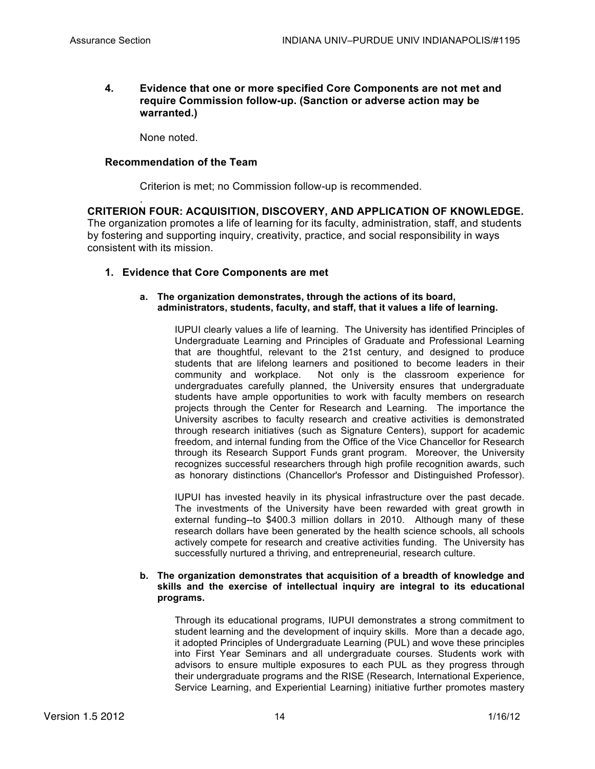**4. Evidence that one or more specified Core Components are not met and require Commission follow-up. (Sanction or adverse action may be warranted.)**

None noted.

**Recommendation of the Team**

Criterion is met; no Commission follow-up is recommended.

.

**CRITERION FOUR: ACQUISITION, DISCOVERY, AND APPLICATION OF KNOWLEDGE.** The organization promotes a life of learning for its faculty, administration, staff, and students by fostering and supporting inquiry, creativity, practice, and social responsibility in ways consistent with its mission.

**1. Evidence that Core Components are met**

**a. The organization demonstrates, through the actions of its board, administrators, students, faculty, and staff, that it values a life of learning.**

IUPUI clearly values a life of learning. The University has identified Principles of Undergraduate Learning and Principles of Graduate and Professional Learning that are thoughtful, relevant to the 21st century, and designed to produce students that are lifelong learners and positioned to become leaders in their community and workplace. Not only is the classroom experience for undergraduates carefully planned, the University ensures that undergraduate students have ample opportunities to work with faculty members on research projects through the Center for Research and Learning. The importance the University ascribes to faculty research and creative activities is demonstrated through research initiatives (such as Signature Centers), support for academic freedom, and internal funding from the Office of the Vice Chancellor for Research through its Research Support Funds grant program. Moreover, the University recognizes successful researchers through high profile recognition awards, such as honorary distinctions (Chancellor's Professor and Distinguished Professor).

IUPUI has invested heavily in its physical infrastructure over the past decade. The investments of the University have been rewarded with great growth in external funding--to $400.3 million dollars in 2010. Although many of these research dollars have been generated by the health science schools, all schools actively compete for research and creative activities funding. The University has successfully nurtured a thriving, and entrepreneurial, research culture.

**b. The organization demonstrates that acquisition of a breadth of knowledge and skills and the exercise of intellectual inquiry are integral to its educational programs.**

Through its educational programs, IUPUI demonstrates a strong commitment to student learning and the development of inquiry skills. More than a decade ago, it adopted Principles of Undergraduate Learning (PUL) and wove these principles into First Year Seminars and all undergraduate courses. Students work with advisors to ensure multiple exposures to each PUL as they progress through their undergraduate programs and the RISE (Research, International Experience, Service Learning, and Experiential Learning) initiative further promotes mastery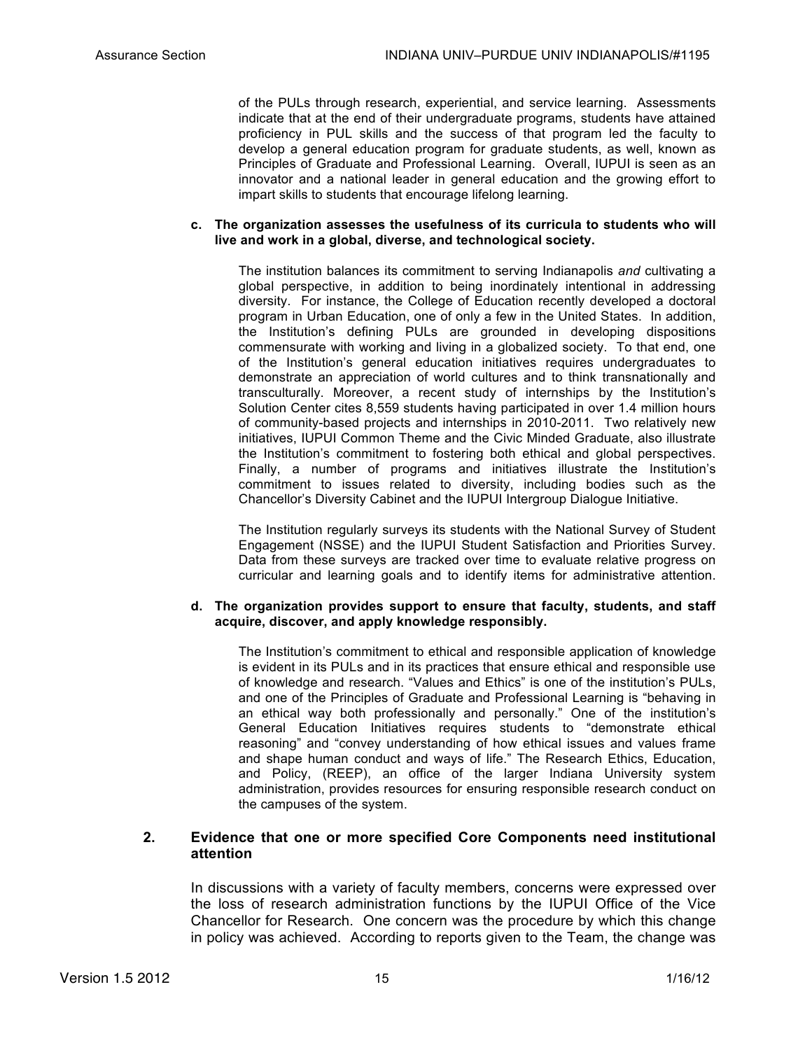of the PULs through research, experiential, and service learning. Assessments indicate that at the end of their undergraduate programs, students have attained proficiency in PUL skills and the success of that program led the faculty to develop a general education program for graduate students, as well, known as Principles of Graduate and Professional Learning. Overall, IUPUI is seen as an innovator and a national leader in general education and the growing effort to impart skills to students that encourage lifelong learning.

**c. The organization assesses the usefulness of its curricula to students who will live and work in a global, diverse, and technological society.**

The institution balances its commitment to serving Indianapolis *and* cultivating a global perspective, in addition to being inordinately intentional in addressing diversity. For instance, the College of Education recently developed a doctoral program in Urban Education, one of only a few in the United States. In addition, the Institution's defining PULs are grounded in developing dispositions commensurate with working and living in a globalized society. To that end, one of the Institution's general education initiatives requires undergraduates to demonstrate an appreciation of world cultures and to think transnationally and transculturally. Moreover, a recent study of internships by the Institution's Solution Center cites 8,559 students having participated in over 1.4 million hours of community-based projects and internships in 2010-2011. Two relatively new initiatives, IUPUI Common Theme and the Civic Minded Graduate, also illustrate the Institution's commitment to fostering both ethical and global perspectives. Finally, a number of programs and initiatives illustrate the Institution's commitment to issues related to diversity, including bodies such as the Chancellor's Diversity Cabinet and the IUPUI Intergroup Dialogue Initiative.

The Institution regularly surveys its students with the National Survey of Student Engagement (NSSE) and the IUPUI Student Satisfaction and Priorities Survey. Data from these surveys are tracked over time to evaluate relative progress on curricular and learning goals and to identify items for administrative attention.

**d. The organization provides support to ensure that faculty, students, and staff acquire, discover, and apply knowledge responsibly.**

The Institution's commitment to ethical and responsible application of knowledge is evident in its PULs and in its practices that ensure ethical and responsible use of knowledge and research. "Values and Ethics" is one of the institution's PULs, and one of the Principles of Graduate and Professional Learning is "behaving in an ethical way both professionally and personally." One of the institution's General Education Initiatives requires students to "demonstrate ethical reasoning" and "convey understanding of how ethical issues and values frame and shape human conduct and ways of life." The Research Ethics, Education, and Policy, (REEP), an office of the larger Indiana University system administration, provides resources for ensuring responsible research conduct on the campuses of the system.

## 2. Evidence that one or more specified Core Components need institutional attention

In discussions with a variety of faculty members, concerns were expressed over the loss of research administration functions by the IUPUI Office of the Vice Chancellor for Research. One concern was the procedure by which this change in policy was achieved. According to reports given to the Team, the change was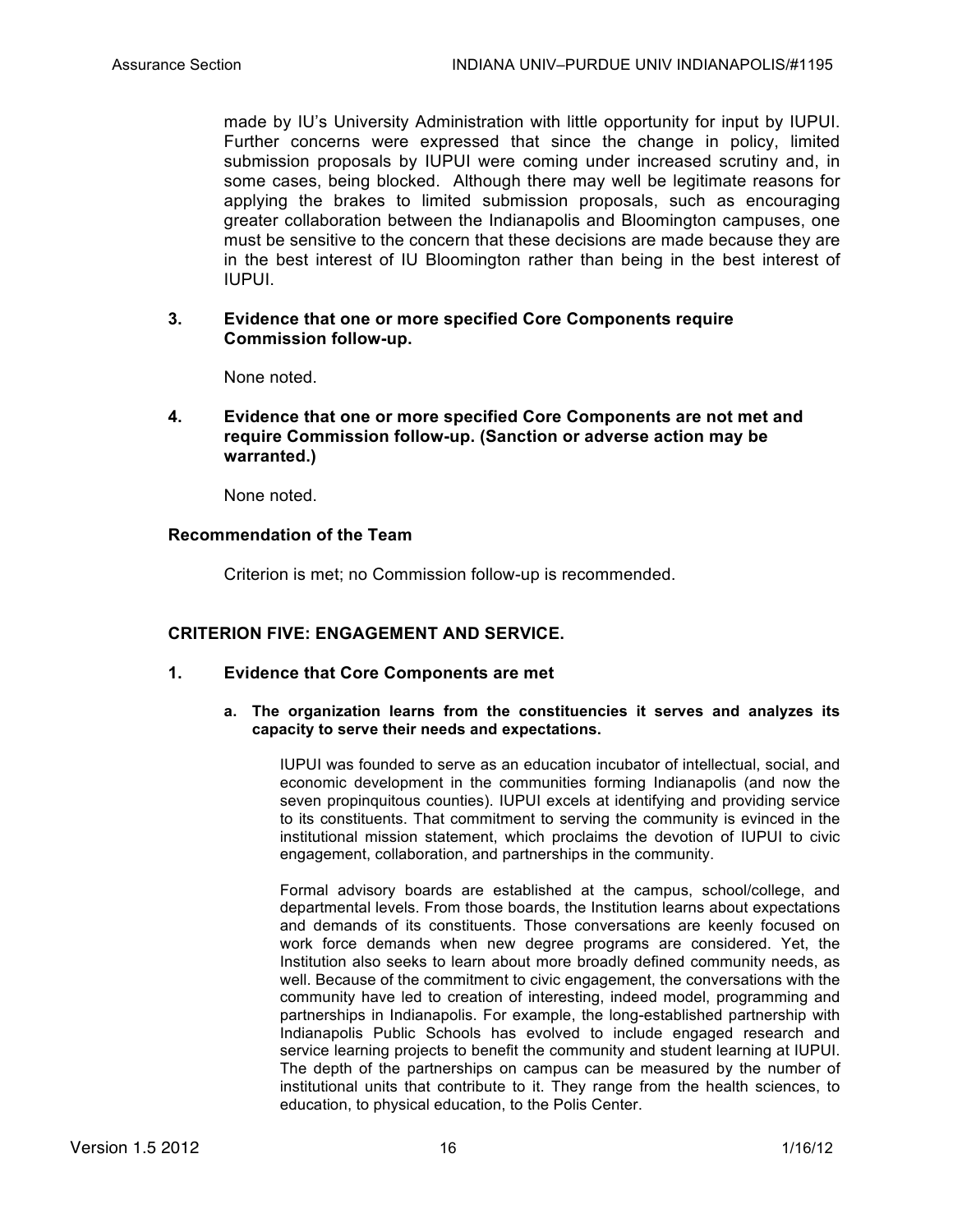made by IU's University Administration with little opportunity for input by IUPUI. Further concerns were expressed that since the change in policy, limited submission proposals by IUPUI were coming under increased scrutiny and, in some cases, being blocked. Although there may well be legitimate reasons for applying the brakes to limited submission proposals, such as encouraging greater collaboration between the Indianapolis and Bloomington campuses, one must be sensitive to the concern that these decisions are made because they are in the best interest of IU Bloomington rather than being in the best interest of IUPUI.

**3. Evidence that one or more specified Core Components require Commission follow-up.**

None noted.

**4. Evidence that one or more specified Core Components are not met and require Commission follow-up. (Sanction or adverse action may be warranted.)**

None noted.

**Recommendation of the Team**

Criterion is met; no Commission follow-up is recommended.

## CRITERION FIVE: ENGAGEMENT AND SERVICE.

**1. Evidence that Core Components are met**

**a. The organization learns from the constituencies it serves and analyzes its capacity to serve their needs and expectations.**

IUPUI was founded to serve as an education incubator of intellectual, social, and economic development in the communities forming Indianapolis (and now the seven propinquitous counties). IUPUI excels at identifying and providing service to its constituents. That commitment to serving the community is evinced in the institutional mission statement, which proclaims the devotion of IUPUI to civic engagement, collaboration, and partnerships in the community.

Formal advisory boards are established at the campus, school/college, and departmental levels. From those boards, the Institution learns about expectations and demands of its constituents. Those conversations are keenly focused on work force demands when new degree programs are considered. Yet, the Institution also seeks to learn about more broadly defined community needs, as well. Because of the commitment to civic engagement, the conversations with the community have led to creation of interesting, indeed model, programming and partnerships in Indianapolis. For example, the long-established partnership with Indianapolis Public Schools has evolved to include engaged research and service learning projects to benefit the community and student learning at IUPUI. The depth of the partnerships on campus can be measured by the number of institutional units that contribute to it. They range from the health sciences, to education, to physical education, to the Polis Center.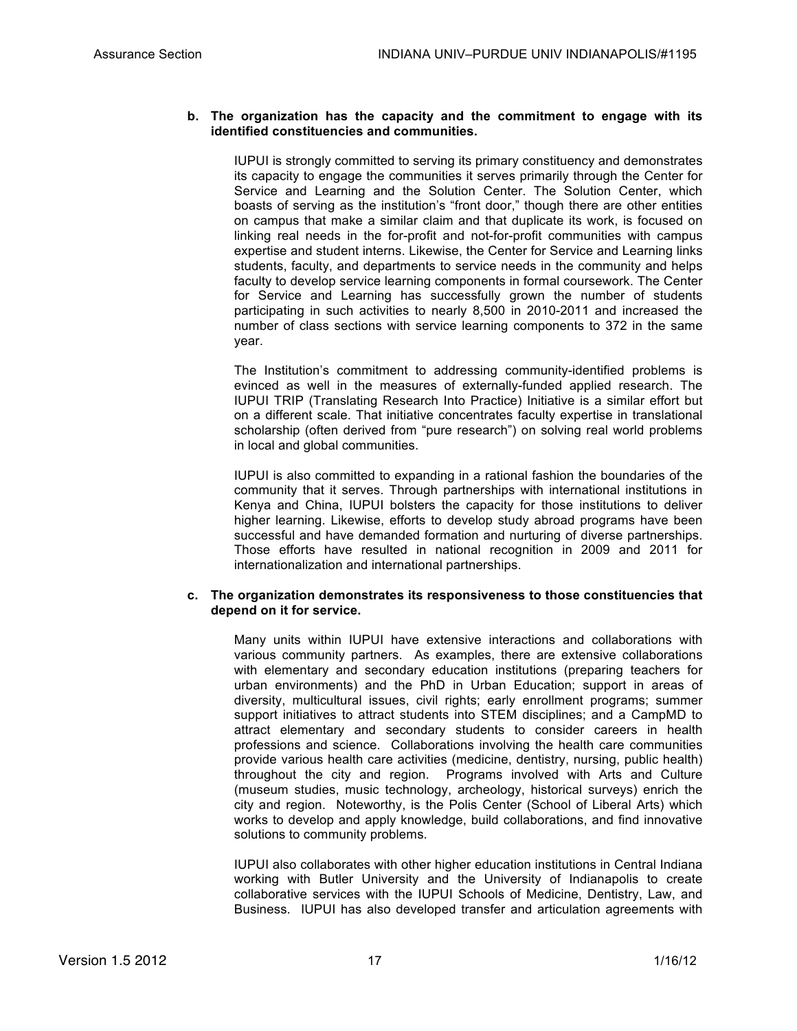**b. The organization has the capacity and the commitment to engage with its identified constituencies and communities.**

IUPUI is strongly committed to serving its primary constituency and demonstrates its capacity to engage the communities it serves primarily through the Center for Service and Learning and the Solution Center. The Solution Center, which boasts of serving as the institution's "front door," though there are other entities on campus that make a similar claim and that duplicate its work, is focused on linking real needs in the for-profit and not-for-profit communities with campus expertise and student interns. Likewise, the Center for Service and Learning links students, faculty, and departments to service needs in the community and helps faculty to develop service learning components in formal coursework. The Center for Service and Learning has successfully grown the number of students participating in such activities to nearly 8,500 in 2010-2011 and increased the number of class sections with service learning components to 372 in the same year.

The Institution's commitment to addressing community-identified problems is evinced as well in the measures of externally-funded applied research. The IUPUI TRIP (Translating Research Into Practice) Initiative is a similar effort but on a different scale. That initiative concentrates faculty expertise in translational scholarship (often derived from "pure research") on solving real world problems in local and global communities.

IUPUI is also committed to expanding in a rational fashion the boundaries of the community that it serves. Through partnerships with international institutions in Kenya and China, IUPUI bolsters the capacity for those institutions to deliver higher learning. Likewise, efforts to develop study abroad programs have been successful and have demanded formation and nurturing of diverse partnerships. Those efforts have resulted in national recognition in 2009 and 2011 for internationalization and international partnerships.

**c. The organization demonstrates its responsiveness to those constituencies that depend on it for service.**

Many units within IUPUI have extensive interactions and collaborations with various community partners. As examples, there are extensive collaborations with elementary and secondary education institutions (preparing teachers for urban environments) and the PhD in Urban Education; support in areas of diversity, multicultural issues, civil rights; early enrollment programs; summer support initiatives to attract students into STEM disciplines; and a CampMD to attract elementary and secondary students to consider careers in health professions and science. Collaborations involving the health care communities provide various health care activities (medicine, dentistry, nursing, public health) throughout the city and region. Programs involved with Arts and Culture (museum studies, music technology, archeology, historical surveys) enrich the city and region. Noteworthy, is the Polis Center (School of Liberal Arts) which works to develop and apply knowledge, build collaborations, and find innovative solutions to community problems.

IUPUI also collaborates with other higher education institutions in Central Indiana working with Butler University and the University of Indianapolis to create collaborative services with the IUPUI Schools of Medicine, Dentistry, Law, and Business. IUPUI has also developed transfer and articulation agreements with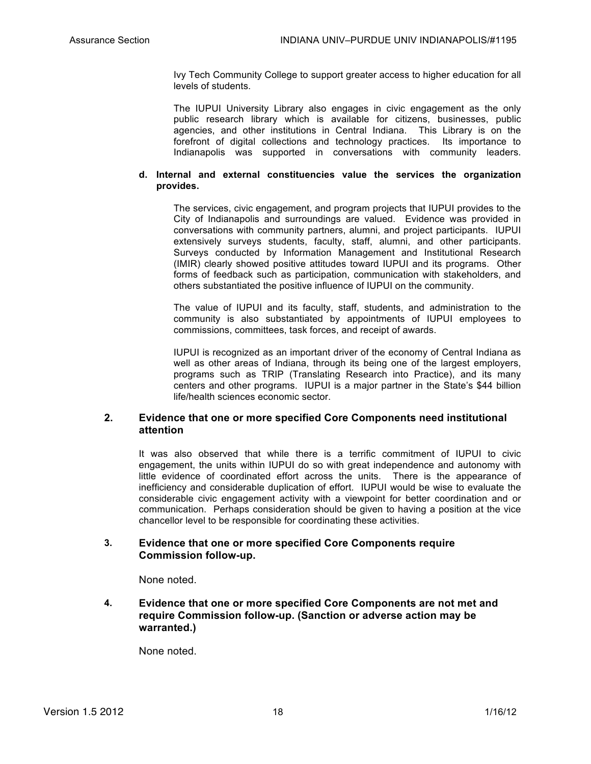Ivy Tech Community College to support greater access to higher education for all levels of students.

The IUPUI University Library also engages in civic engagement as the only public research library which is available for citizens, businesses, public agencies, and other institutions in Central Indiana. This Library is on the forefront of digital collections and technology practices. Its importance to Indianapolis was supported in conversations with community leaders.

**d. Internal and external constituencies value the services the organization provides.**

The services, civic engagement, and program projects that IUPUI provides to the City of Indianapolis and surroundings are valued. Evidence was provided in conversations with community partners, alumni, and project participants. IUPUI extensively surveys students, faculty, staff, alumni, and other participants. Surveys conducted by Information Management and Institutional Research (IMIR) clearly showed positive attitudes toward IUPUI and its programs. Other forms of feedback such as participation, communication with stakeholders, and others substantiated the positive influence of IUPUI on the community.

The value of IUPUI and its faculty, staff, students, and administration to the community is also substantiated by appointments of IUPUI employees to commissions, committees, task forces, and receipt of awards.

IUPUI is recognized as an important driver of the economy of Central Indiana as well as other areas of Indiana, through its being one of the largest employers, programs such as TRIP (Translating Research into Practice), and its many centers and other programs. IUPUI is a major partner in the State's $44 billion life/health sciences economic sector.

### 2. Evidence that one or more specified Core Components need institutional attention

It was also observed that while there is a terrific commitment of IUPUI to civic engagement, the units within IUPUI do so with great independence and autonomy with little evidence of coordinated effort across the units. There is the appearance of inefficiency and considerable duplication of effort. IUPUI would be wise to evaluate the considerable civic engagement activity with a viewpoint for better coordination and or communication. Perhaps consideration should be given to having a position at the vice chancellor level to be responsible for coordinating these activities.

### 3. Evidence that one or more specified Core Components require Commission follow-up.

None noted.

### 4. Evidence that one or more specified Core Components are not met and require Commission follow-up. (Sanction or adverse action may be warranted.)

None noted.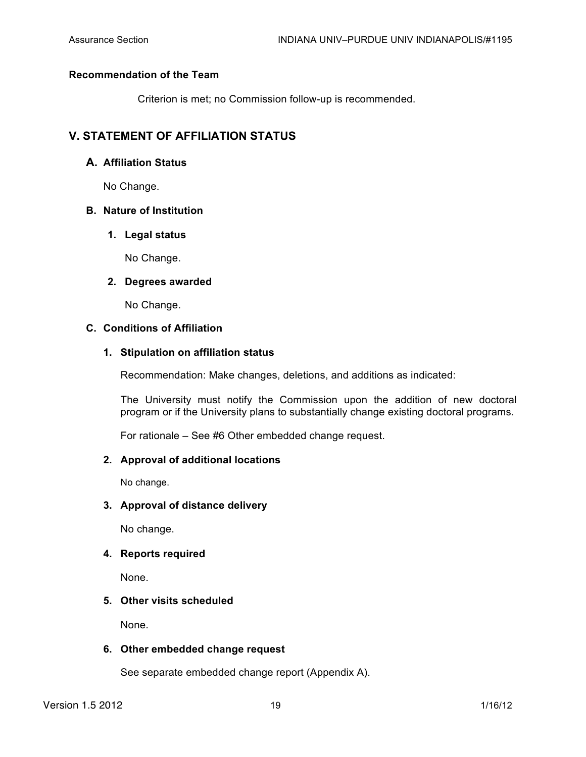**Recommendation of the Team**

Criterion is met; no Commission follow-up is recommended.

## V. STATEMENT OF AFFILIATION STATUS

### A. Affiliation Status

No Change.

### B. Nature of Institution

#### 1. Legal status

No Change.

#### 2. Degrees awarded

No Change.

### C. Conditions of Affiliation

#### 1. Stipulation on affiliation status

Recommendation: Make changes, deletions, and additions as indicated:

The University must notify the Commission upon the addition of new doctoral program or if the University plans to substantially change existing doctoral programs.

For rationale – See #6 Other embedded change request.

#### 2. Approval of additional locations

No change.

#### 3. Approval of distance delivery

No change.

#### 4. Reports required

None.

#### 5. Other visits scheduled

None.

#### 6. Other embedded change request

See separate embedded change report (Appendix A).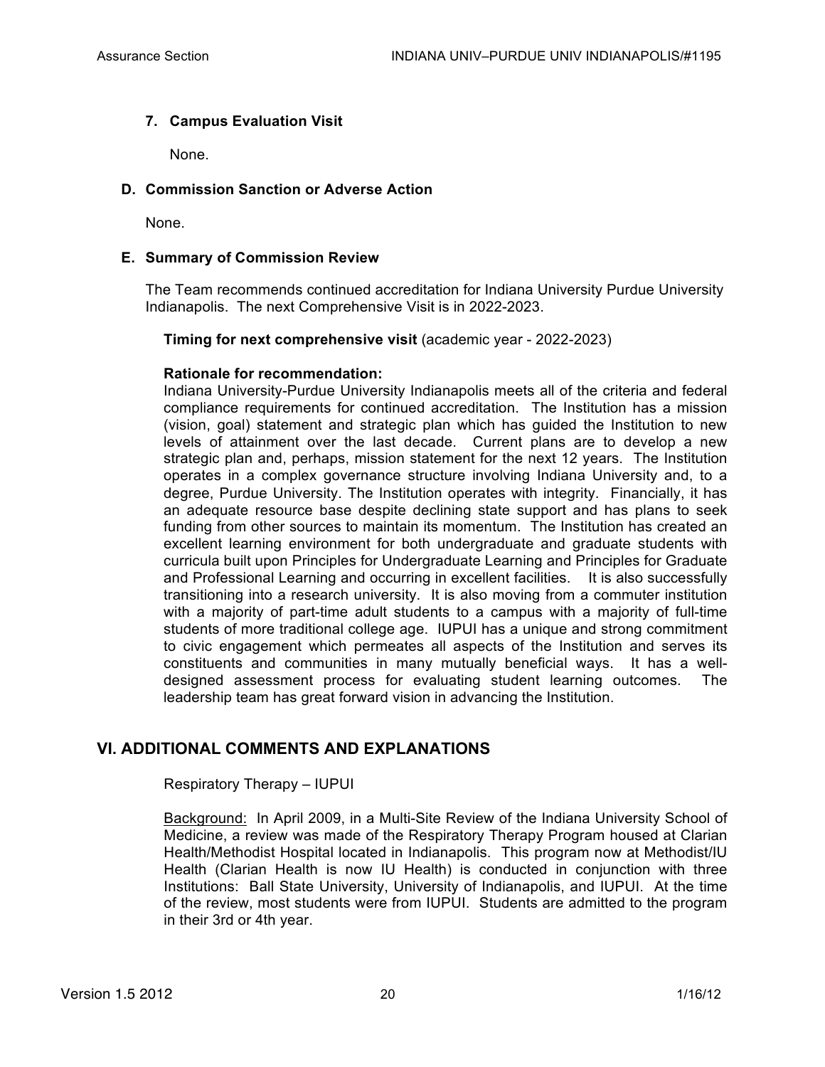### 7. Campus Evaluation Visit

None.

### D. Commission Sanction or Adverse Action

None.

### E. Summary of Commission Review

The Team recommends continued accreditation for Indiana University Purdue University Indianapolis. The next Comprehensive Visit is in 2022-2023.

**Timing for next comprehensive visit** (academic year - 2022-2023)

**Rationale for recommendation:**
Indiana University-Purdue University Indianapolis meets all of the criteria and federal compliance requirements for continued accreditation. The Institution has a mission (vision, goal) statement and strategic plan which has guided the Institution to new levels of attainment over the last decade. Current plans are to develop a new strategic plan and, perhaps, mission statement for the next 12 years. The Institution operates in a complex governance structure involving Indiana University and, to a degree, Purdue University. The Institution operates with integrity. Financially, it has an adequate resource base despite declining state support and has plans to seek funding from other sources to maintain its momentum. The Institution has created an excellent learning environment for both undergraduate and graduate students with curricula built upon Principles for Undergraduate Learning and Principles for Graduate and Professional Learning and occurring in excellent facilities. It is also successfully transitioning into a research university. It is also moving from a commuter institution with a majority of part-time adult students to a campus with a majority of full-time students of more traditional college age. IUPUI has a unique and strong commitment to civic engagement which permeates all aspects of the Institution and serves its constituents and communities in many mutually beneficial ways. It has a well-designed assessment process for evaluating student learning outcomes. The leadership team has great forward vision in advancing the Institution.

## VI. ADDITIONAL COMMENTS AND EXPLANATIONS

Respiratory Therapy – IUPUI

Background: In April 2009, in a Multi-Site Review of the Indiana University School of Medicine, a review was made of the Respiratory Therapy Program housed at Clarian Health/Methodist Hospital located in Indianapolis. This program now at Methodist/IU Health (Clarian Health is now IU Health) is conducted in conjunction with three Institutions: Ball State University, University of Indianapolis, and IUPUI. At the time of the review, most students were from IUPUI. Students are admitted to the program in their 3rd or 4th year.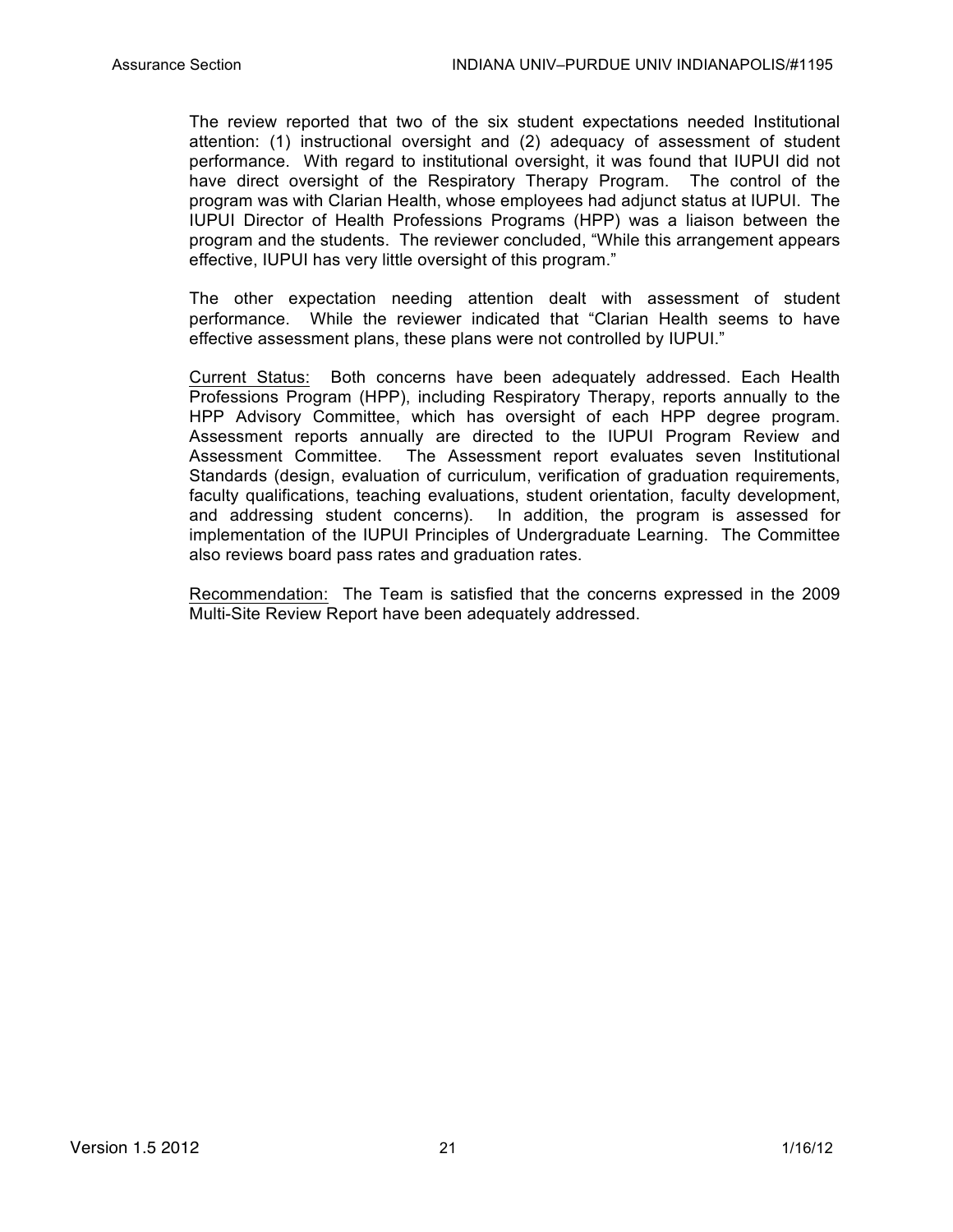The review reported that two of the six student expectations needed Institutional attention: (1) instructional oversight and (2) adequacy of assessment of student performance. With regard to institutional oversight, it was found that IUPUI did not have direct oversight of the Respiratory Therapy Program. The control of the program was with Clarian Health, whose employees had adjunct status at IUPUI. The IUPUI Director of Health Professions Programs (HPP) was a liaison between the program and the students. The reviewer concluded, "While this arrangement appears effective, IUPUI has very little oversight of this program."

The other expectation needing attention dealt with assessment of student performance. While the reviewer indicated that "Clarian Health seems to have effective assessment plans, these plans were not controlled by IUPUI."

Current Status: Both concerns have been adequately addressed. Each Health Professions Program (HPP), including Respiratory Therapy, reports annually to the HPP Advisory Committee, which has oversight of each HPP degree program. Assessment reports annually are directed to the IUPUI Program Review and Assessment Committee. The Assessment report evaluates seven Institutional Standards (design, evaluation of curriculum, verification of graduation requirements, faculty qualifications, teaching evaluations, student orientation, faculty development, and addressing student concerns). In addition, the program is assessed for implementation of the IUPUI Principles of Undergraduate Learning. The Committee also reviews board pass rates and graduation rates.

Recommendation: The Team is satisfied that the concerns expressed in the 2009 Multi-Site Review Report have been adequately addressed.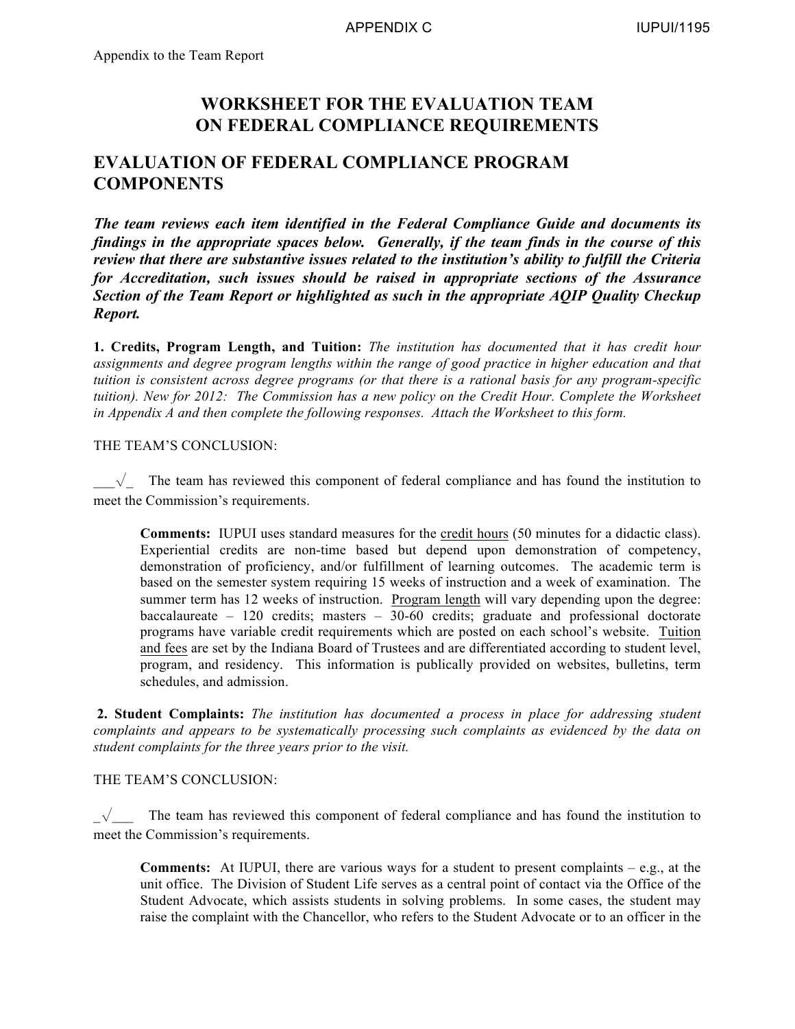Appendix to the Team Report

# WORKSHEET FOR THE EVALUATION TEAM ON FEDERAL COMPLIANCE REQUIREMENTS

## EVALUATION OF FEDERAL COMPLIANCE PROGRAM COMPONENTS

***The team reviews each item identified in the Federal Compliance Guide and documents its findings in the appropriate spaces below. Generally, if the team finds in the course of this review that there are substantive issues related to the institution's ability to fulfill the Criteria for Accreditation, such issues should be raised in appropriate sections of the Assurance Section of the Team Report or highlighted as such in the appropriate AQIP Quality Checkup Report.***

**1. Credits, Program Length, and Tuition:** *The institution has documented that it has credit hour assignments and degree program lengths within the range of good practice in higher education and that tuition is consistent across degree programs (or that there is a rational basis for any program-specific tuition). New for 2012: The Commission has a new policy on the Credit Hour. Complete the Worksheet in Appendix A and then complete the following responses. Attach the Worksheet to this form.*

THE TEAM'S CONCLUSION:

___√_ The team has reviewed this component of federal compliance and has found the institution to meet the Commission's requirements.

> **Comments:** IUPUI uses standard measures for the <u>credit hours</u> (50 minutes for a didactic class). Experiential credits are non-time based but depend upon demonstration of competency, demonstration of proficiency, and/or fulfillment of learning outcomes. The academic term is based on the semester system requiring 15 weeks of instruction and a week of examination. The summer term has 12 weeks of instruction. <u>Program length</u> will vary depending upon the degree: baccalaureate – 120 credits; masters – 30-60 credits; graduate and professional doctorate programs have variable credit requirements which are posted on each school's website. <u>Tuition and fees</u> are set by the Indiana Board of Trustees and are differentiated according to student level, program, and residency. This information is publically provided on websites, bulletins, term schedules, and admission.

**2. Student Complaints:** *The institution has documented a process in place for addressing student complaints and appears to be systematically processing such complaints as evidenced by the data on student complaints for the three years prior to the visit.*

THE TEAM'S CONCLUSION:

_√___ The team has reviewed this component of federal compliance and has found the institution to meet the Commission's requirements.

> **Comments:** At IUPUI, there are various ways for a student to present complaints – e.g., at the unit office. The Division of Student Life serves as a central point of contact via the Office of the Student Advocate, which assists students in solving problems. In some cases, the student may raise the complaint with the Chancellor, who refers to the Student Advocate or to an officer in the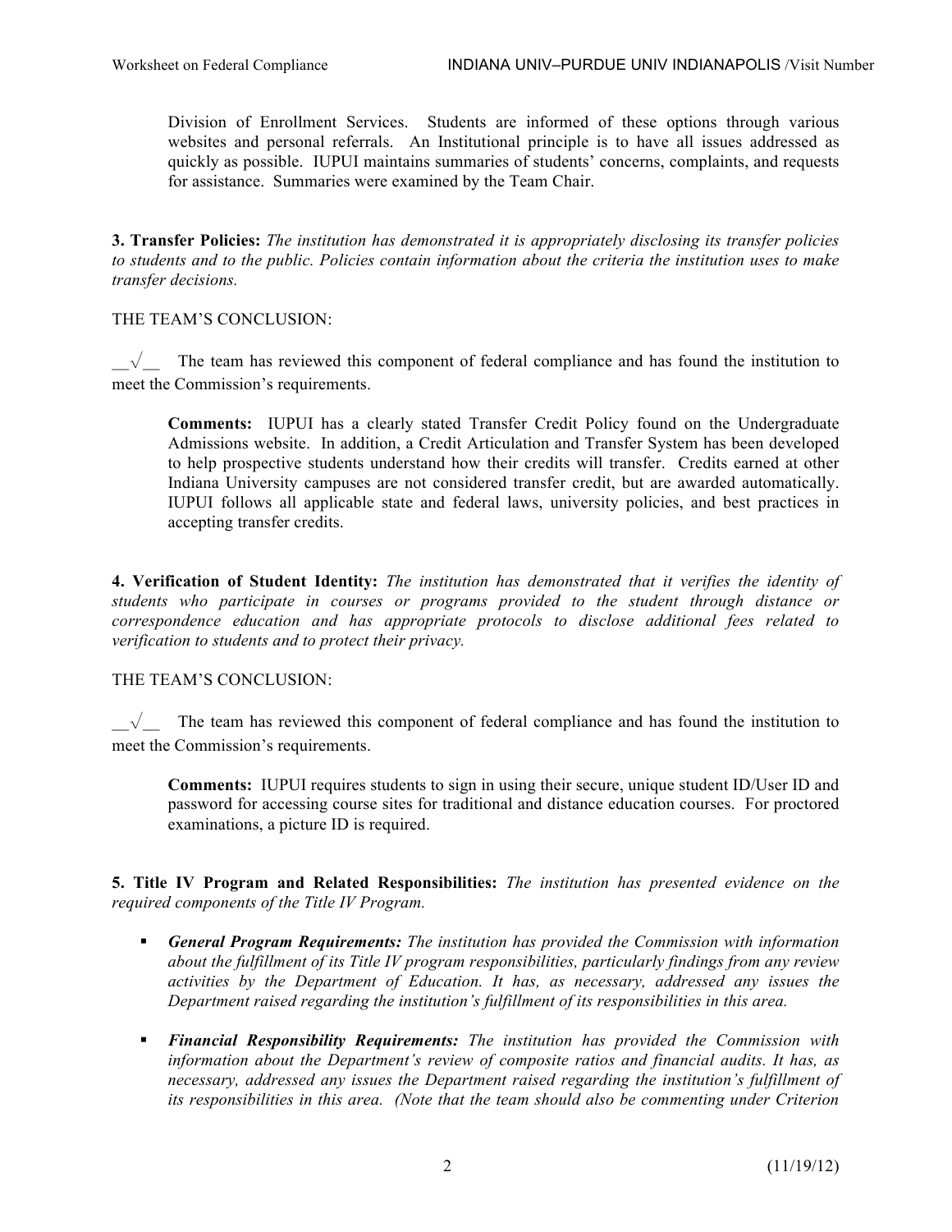Division of Enrollment Services. Students are informed of these options through various websites and personal referrals. An Institutional principle is to have all issues addressed as quickly as possible. IUPUI maintains summaries of students' concerns, complaints, and requests for assistance. Summaries were examined by the Team Chair.

**3. Transfer Policies:** *The institution has demonstrated it is appropriately disclosing its transfer policies to students and to the public. Policies contain information about the criteria the institution uses to make transfer decisions.*

THE TEAM'S CONCLUSION:

__√__ The team has reviewed this component of federal compliance and has found the institution to meet the Commission's requirements.

**Comments:** IUPUI has a clearly stated Transfer Credit Policy found on the Undergraduate Admissions website. In addition, a Credit Articulation and Transfer System has been developed to help prospective students understand how their credits will transfer. Credits earned at other Indiana University campuses are not considered transfer credit, but are awarded automatically. IUPUI follows all applicable state and federal laws, university policies, and best practices in accepting transfer credits.

**4. Verification of Student Identity:** *The institution has demonstrated that it verifies the identity of students who participate in courses or programs provided to the student through distance or correspondence education and has appropriate protocols to disclose additional fees related to verification to students and to protect their privacy.*

THE TEAM'S CONCLUSION:

__√__ The team has reviewed this component of federal compliance and has found the institution to meet the Commission's requirements.

**Comments:** IUPUI requires students to sign in using their secure, unique student ID/User ID and password for accessing course sites for traditional and distance education courses. For proctored examinations, a picture ID is required.

**5. Title IV Program and Related Responsibilities:** *The institution has presented evidence on the required components of the Title IV Program.*

- ***General Program Requirements:*** *The institution has provided the Commission with information about the fulfillment of its Title IV program responsibilities, particularly findings from any review activities by the Department of Education. It has, as necessary, addressed any issues the Department raised regarding the institution's fulfillment of its responsibilities in this area.*
- ***Financial Responsibility Requirements:*** *The institution has provided the Commission with information about the Department's review of composite ratios and financial audits. It has, as necessary, addressed any issues the Department raised regarding the institution's fulfillment of its responsibilities in this area. (Note that the team should also be commenting under Criterion*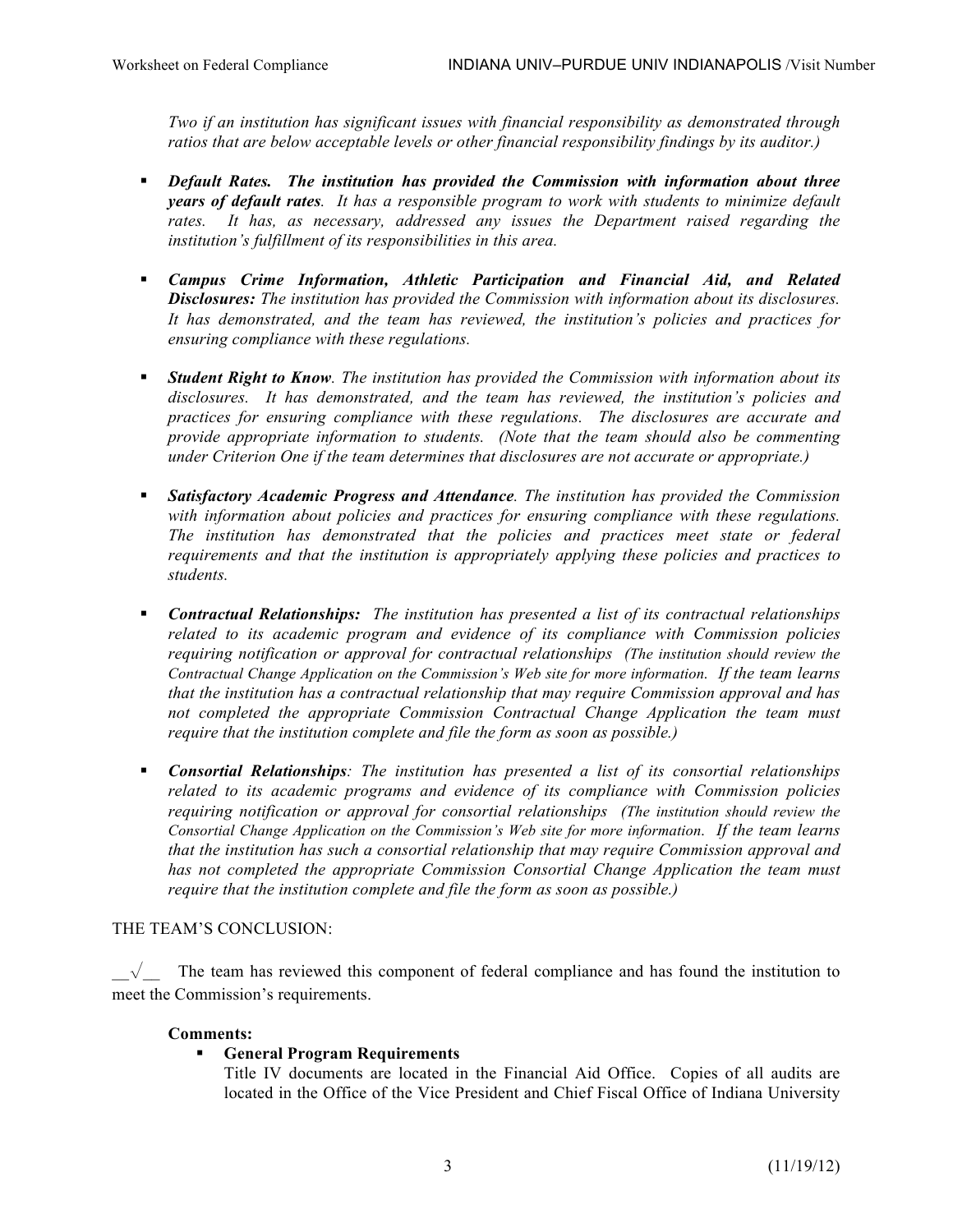*Two if an institution has significant issues with financial responsibility as demonstrated through ratios that are below acceptable levels or other financial responsibility findings by its auditor.)*

- ***Default Rates. The institution has provided the Commission with information about three years of default rates****. It has a responsible program to work with students to minimize default rates. It has, as necessary, addressed any issues the Department raised regarding the institution's fulfillment of its responsibilities in this area.*

- ***Campus Crime Information, Athletic Participation and Financial Aid, and Related Disclosures:*** *The institution has provided the Commission with information about its disclosures. It has demonstrated, and the team has reviewed, the institution's policies and practices for ensuring compliance with these regulations.*

- ***Student Right to Know****. The institution has provided the Commission with information about its disclosures. It has demonstrated, and the team has reviewed, the institution's policies and practices for ensuring compliance with these regulations. The disclosures are accurate and provide appropriate information to students. (Note that the team should also be commenting under Criterion One if the team determines that disclosures are not accurate or appropriate.)*

- ***Satisfactory Academic Progress and Attendance****. The institution has provided the Commission with information about policies and practices for ensuring compliance with these regulations. The institution has demonstrated that the policies and practices meet state or federal requirements and that the institution is appropriately applying these policies and practices to students.*

- ***Contractual Relationships:*** *The institution has presented a list of its contractual relationships related to its academic program and evidence of its compliance with Commission policies requiring notification or approval for contractual relationships (The institution should review the Contractual Change Application on the Commission's Web site for more information. If the team learns that the institution has a contractual relationship that may require Commission approval and has not completed the appropriate Commission Contractual Change Application the team must require that the institution complete and file the form as soon as possible.)*

- ***Consortial Relationships****: The institution has presented a list of its consortial relationships related to its academic programs and evidence of its compliance with Commission policies requiring notification or approval for consortial relationships (The institution should review the Consortial Change Application on the Commission's Web site for more information. If the team learns that the institution has such a consortial relationship that may require Commission approval and has not completed the appropriate Commission Consortial Change Application the team must require that the institution complete and file the form as soon as possible.)*

THE TEAM'S CONCLUSION:

\_\_√\_\_ The team has reviewed this component of federal compliance and has found the institution to meet the Commission's requirements.

**Comments:**

- **General Program Requirements**
  Title IV documents are located in the Financial Aid Office. Copies of all audits are located in the Office of the Vice President and Chief Fiscal Office of Indiana University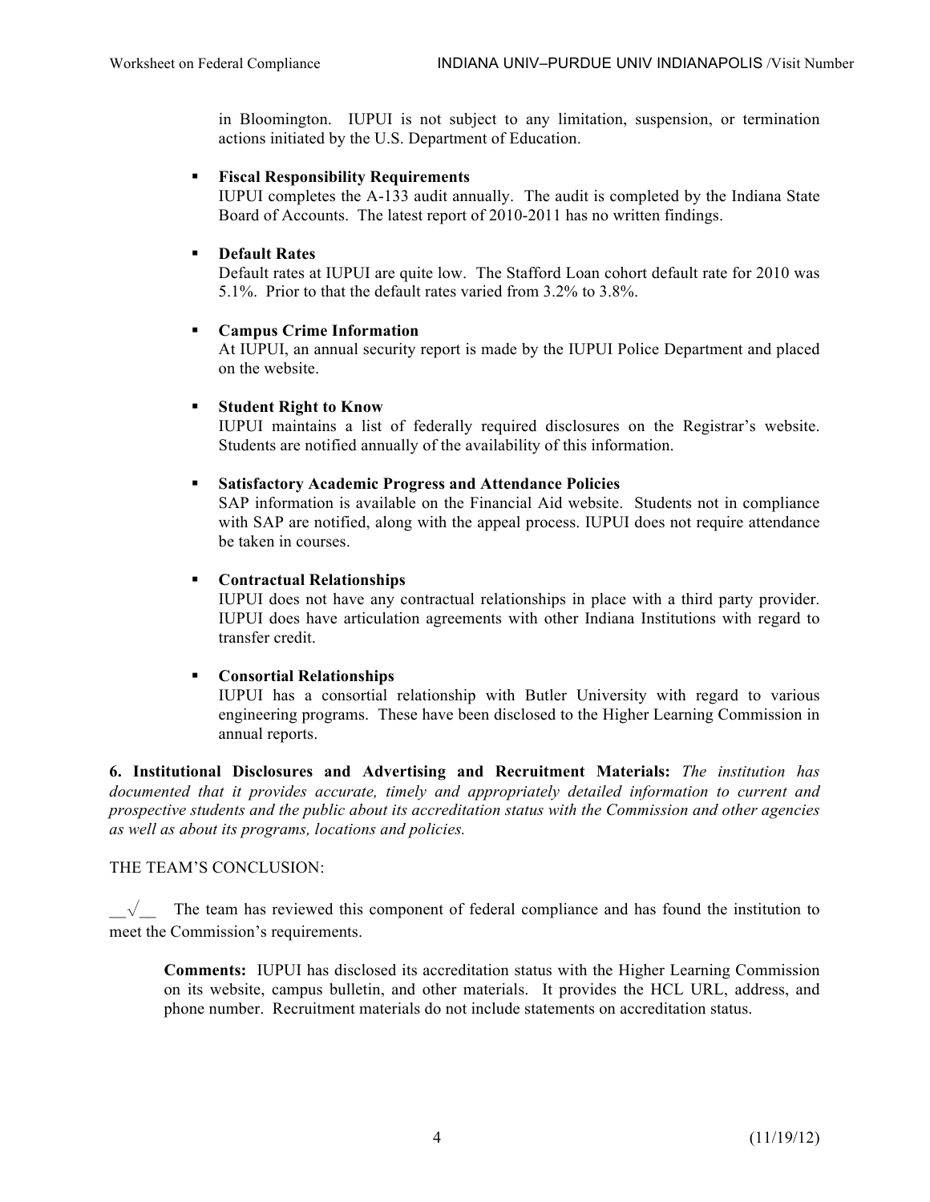in Bloomington. IUPUI is not subject to any limitation, suspension, or termination actions initiated by the U.S. Department of Education.

- **Fiscal Responsibility Requirements**
  IUPUI completes the A-133 audit annually. The audit is completed by the Indiana State Board of Accounts. The latest report of 2010-2011 has no written findings.

- **Default Rates**
  Default rates at IUPUI are quite low. The Stafford Loan cohort default rate for 2010 was 5.1%. Prior to that the default rates varied from 3.2% to 3.8%.

- **Campus Crime Information**
  At IUPUI, an annual security report is made by the IUPUI Police Department and placed on the website.

- **Student Right to Know**
  IUPUI maintains a list of federally required disclosures on the Registrar's website. Students are notified annually of the availability of this information.

- **Satisfactory Academic Progress and Attendance Policies**
  SAP information is available on the Financial Aid website. Students not in compliance with SAP are notified, along with the appeal process. IUPUI does not require attendance be taken in courses.

- **Contractual Relationships**
  IUPUI does not have any contractual relationships in place with a third party provider. IUPUI does have articulation agreements with other Indiana Institutions with regard to transfer credit.

- **Consortial Relationships**
  IUPUI has a consortial relationship with Butler University with regard to various engineering programs. These have been disclosed to the Higher Learning Commission in annual reports.

**6. Institutional Disclosures and Advertising and Recruitment Materials:** *The institution has documented that it provides accurate, timely and appropriately detailed information to current and prospective students and the public about its accreditation status with the Commission and other agencies as well as about its programs, locations and policies.*

THE TEAM'S CONCLUSION:

\_\_√\_\_ The team has reviewed this component of federal compliance and has found the institution to meet the Commission's requirements.

> **Comments:** IUPUI has disclosed its accreditation status with the Higher Learning Commission on its website, campus bulletin, and other materials. It provides the HCL URL, address, and phone number. Recruitment materials do not include statements on accreditation status.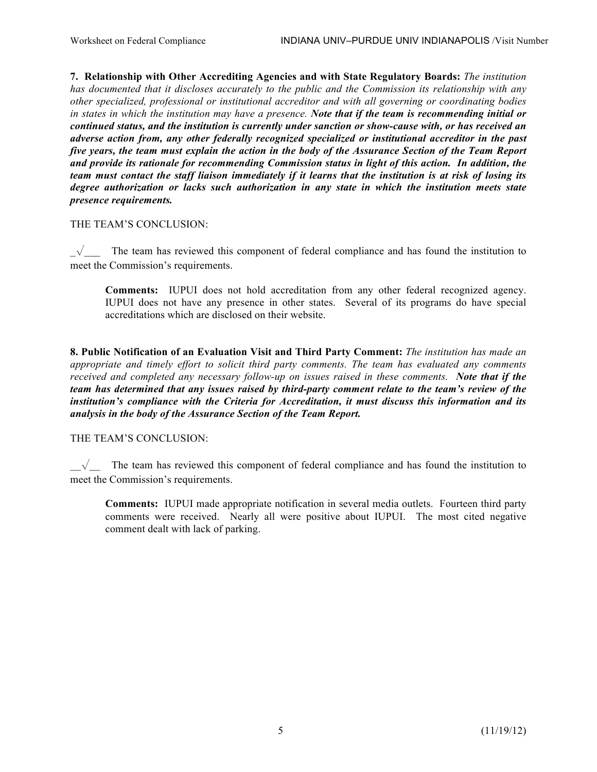**7. Relationship with Other Accrediting Agencies and with State Regulatory Boards:** *The institution has documented that it discloses accurately to the public and the Commission its relationship with any other specialized, professional or institutional accreditor and with all governing or coordinating bodies in states in which the institution may have a presence.* ***Note that if the team is recommending initial or continued status, and the institution is currently under sanction or show-cause with, or has received an adverse action from, any other federally recognized specialized or institutional accreditor in the past five years, the team must explain the action in the body of the Assurance Section of the Team Report and provide its rationale for recommending Commission status in light of this action. In addition, the team must contact the staff liaison immediately if it learns that the institution is at risk of losing its degree authorization or lacks such authorization in any state in which the institution meets state presence requirements.***

THE TEAM'S CONCLUSION:

_√___ The team has reviewed this component of federal compliance and has found the institution to meet the Commission's requirements.

> **Comments:** IUPUI does not hold accreditation from any other federal recognized agency. IUPUI does not have any presence in other states. Several of its programs do have special accreditations which are disclosed on their website.

**8. Public Notification of an Evaluation Visit and Third Party Comment:** *The institution has made an appropriate and timely effort to solicit third party comments. The team has evaluated any comments received and completed any necessary follow-up on issues raised in these comments.* ***Note that if the team has determined that any issues raised by third-party comment relate to the team's review of the institution's compliance with the Criteria for Accreditation, it must discuss this information and its analysis in the body of the Assurance Section of the Team Report.***

THE TEAM'S CONCLUSION:

__√__ The team has reviewed this component of federal compliance and has found the institution to meet the Commission's requirements.

> **Comments:** IUPUI made appropriate notification in several media outlets. Fourteen third party comments were received. Nearly all were positive about IUPUI. The most cited negative comment dealt with lack of parking.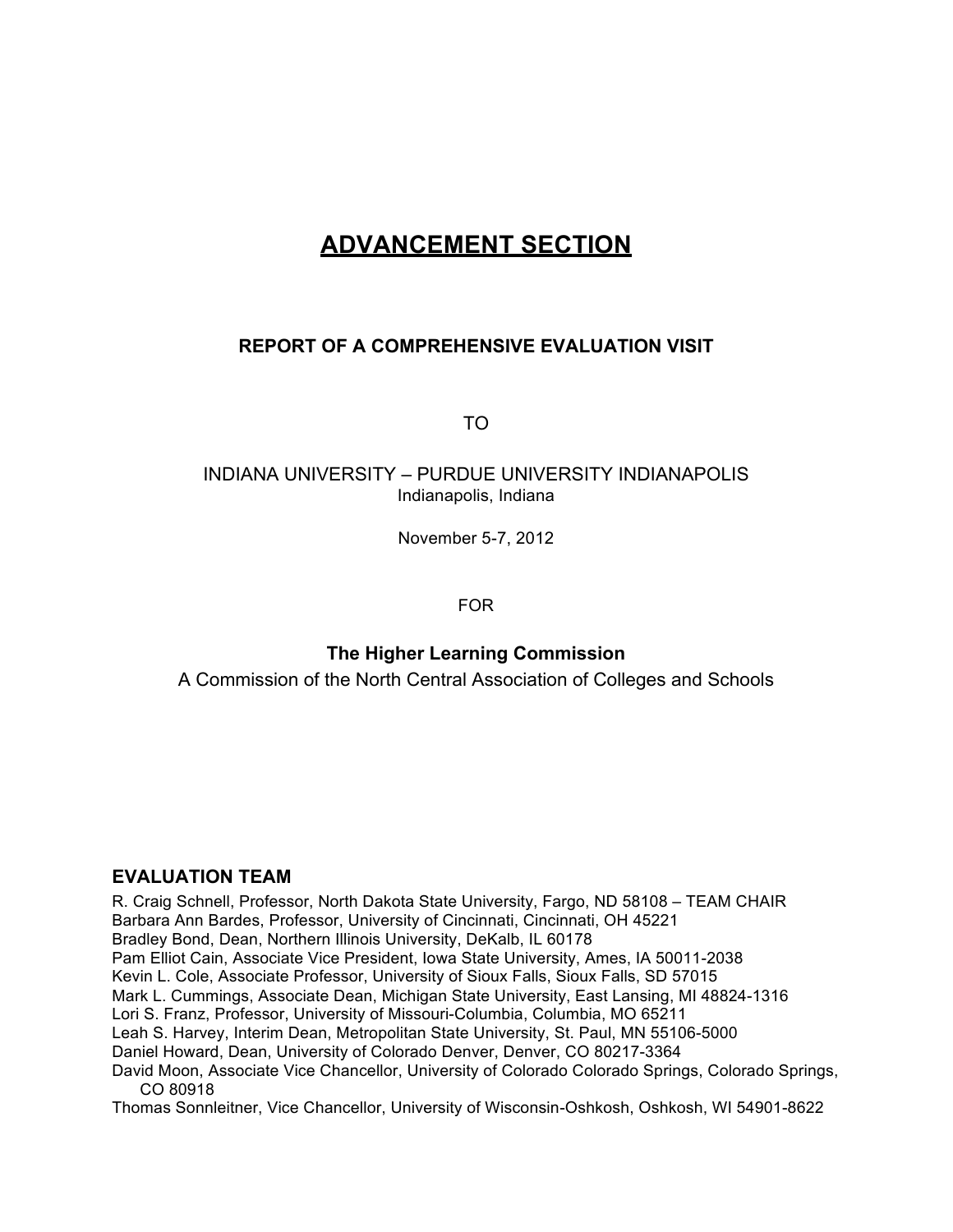# ADVANCEMENT SECTION

**REPORT OF A COMPREHENSIVE EVALUATION VISIT**

TO

INDIANA UNIVERSITY – PURDUE UNIVERSITY INDIANAPOLIS
Indianapolis, Indiana

November 5-7, 2012

FOR

**The Higher Learning Commission**
A Commission of the North Central Association of Colleges and Schools

## EVALUATION TEAM

R. Craig Schnell, Professor, North Dakota State University, Fargo, ND 58108 – TEAM CHAIR
Barbara Ann Bardes, Professor, University of Cincinnati, Cincinnati, OH 45221
Bradley Bond, Dean, Northern Illinois University, DeKalb, IL 60178
Pam Elliot Cain, Associate Vice President, Iowa State University, Ames, IA 50011-2038
Kevin L. Cole, Associate Professor, University of Sioux Falls, Sioux Falls, SD 57015
Mark L. Cummings, Associate Dean, Michigan State University, East Lansing, MI 48824-1316
Lori S. Franz, Professor, University of Missouri-Columbia, Columbia, MO 65211
Leah S. Harvey, Interim Dean, Metropolitan State University, St. Paul, MN 55106-5000
Daniel Howard, Dean, University of Colorado Denver, Denver, CO 80217-3364
David Moon, Associate Vice Chancellor, University of Colorado Colorado Springs, Colorado Springs, CO 80918
Thomas Sonnleitner, Vice Chancellor, University of Wisconsin-Oshkosh, Oshkosh, WI 54901-8622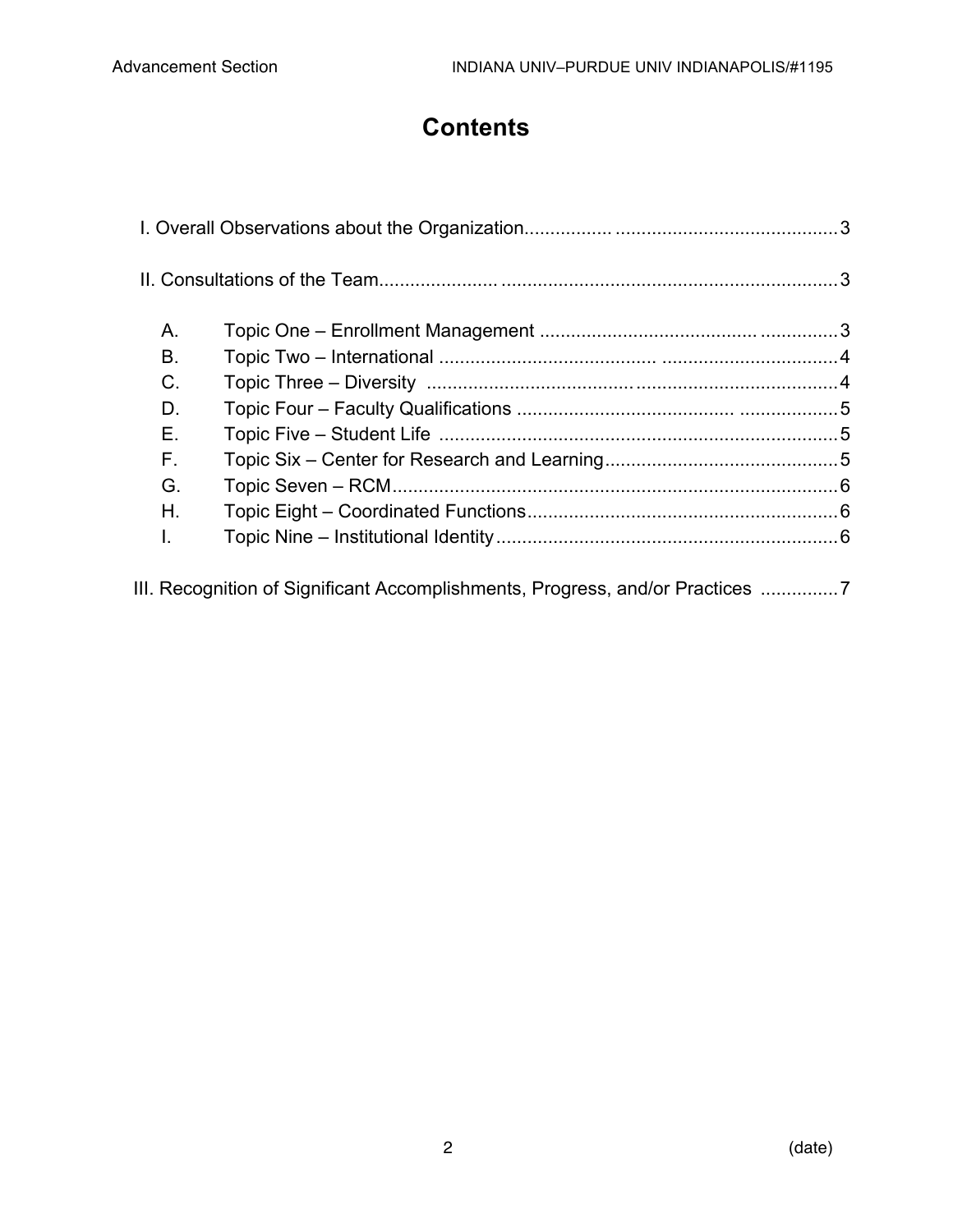# Contents

I. Overall Observations about the Organization........................................................3

II. Consultations of the Team....................................................................................3

- A. Topic One – Enrollment Management ....................................................3
- B. Topic Two – International ........................................................................4
- C. Topic Three – Diversity ...........................................................................4
- D. Topic Four – Faculty Qualifications .........................................................5
- E. Topic Five – Student Life .........................................................................5
- F. Topic Six – Center for Research and Learning........................................5
- G. Topic Seven – RCM.................................................................................6
- H. Topic Eight – Coordinated Functions.......................................................6
- I. Topic Nine – Institutional Identity..............................................................6

III. Recognition of Significant Accomplishments, Progress, and/or Practices ..............7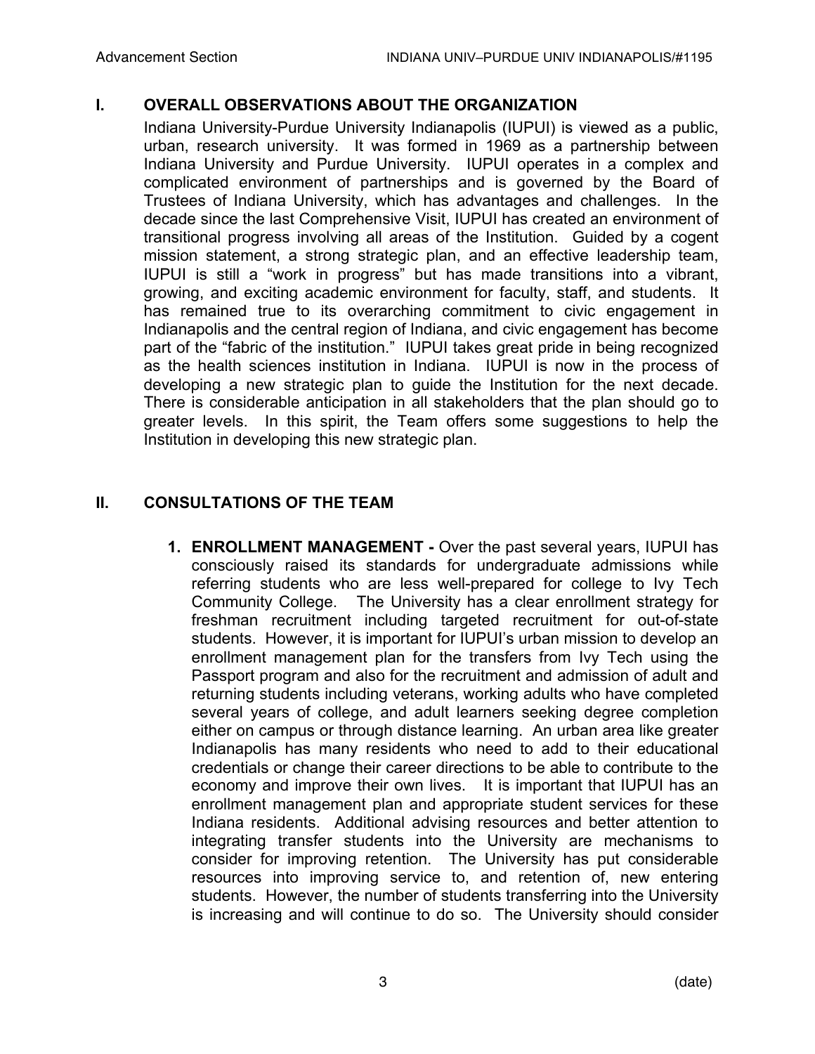## I. OVERALL OBSERVATIONS ABOUT THE ORGANIZATION

Indiana University-Purdue University Indianapolis (IUPUI) is viewed as a public, urban, research university. It was formed in 1969 as a partnership between Indiana University and Purdue University. IUPUI operates in a complex and complicated environment of partnerships and is governed by the Board of Trustees of Indiana University, which has advantages and challenges. In the decade since the last Comprehensive Visit, IUPUI has created an environment of transitional progress involving all areas of the Institution. Guided by a cogent mission statement, a strong strategic plan, and an effective leadership team, IUPUI is still a "work in progress" but has made transitions into a vibrant, growing, and exciting academic environment for faculty, staff, and students. It has remained true to its overarching commitment to civic engagement in Indianapolis and the central region of Indiana, and civic engagement has become part of the "fabric of the institution." IUPUI takes great pride in being recognized as the health sciences institution in Indiana. IUPUI is now in the process of developing a new strategic plan to guide the Institution for the next decade. There is considerable anticipation in all stakeholders that the plan should go to greater levels. In this spirit, the Team offers some suggestions to help the Institution in developing this new strategic plan.

## II. CONSULTATIONS OF THE TEAM

1. **ENROLLMENT MANAGEMENT -** Over the past several years, IUPUI has consciously raised its standards for undergraduate admissions while referring students who are less well-prepared for college to Ivy Tech Community College. The University has a clear enrollment strategy for freshman recruitment including targeted recruitment for out-of-state students. However, it is important for IUPUI's urban mission to develop an enrollment management plan for the transfers from Ivy Tech using the Passport program and also for the recruitment and admission of adult and returning students including veterans, working adults who have completed several years of college, and adult learners seeking degree completion either on campus or through distance learning. An urban area like greater Indianapolis has many residents who need to add to their educational credentials or change their career directions to be able to contribute to the economy and improve their own lives. It is important that IUPUI has an enrollment management plan and appropriate student services for these Indiana residents. Additional advising resources and better attention to integrating transfer students into the University are mechanisms to consider for improving retention. The University has put considerable resources into improving service to, and retention of, new entering students. However, the number of students transferring into the University is increasing and will continue to do so. The University should consider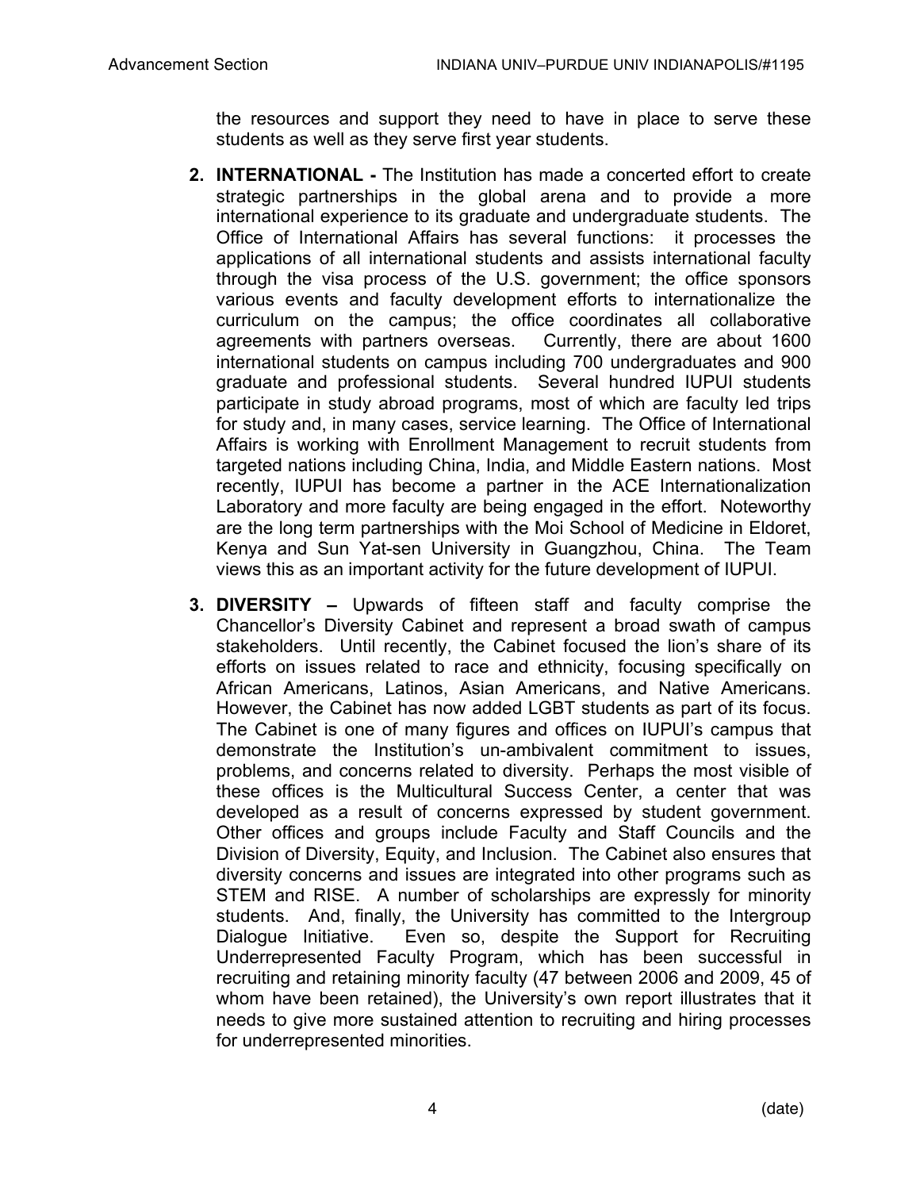the resources and support they need to have in place to serve these students as well as they serve first year students.

2. **INTERNATIONAL -** The Institution has made a concerted effort to create strategic partnerships in the global arena and to provide a more international experience to its graduate and undergraduate students. The Office of International Affairs has several functions: it processes the applications of all international students and assists international faculty through the visa process of the U.S. government; the office sponsors various events and faculty development efforts to internationalize the curriculum on the campus; the office coordinates all collaborative agreements with partners overseas. Currently, there are about 1600 international students on campus including 700 undergraduates and 900 graduate and professional students. Several hundred IUPUI students participate in study abroad programs, most of which are faculty led trips for study and, in many cases, service learning. The Office of International Affairs is working with Enrollment Management to recruit students from targeted nations including China, India, and Middle Eastern nations. Most recently, IUPUI has become a partner in the ACE Internationalization Laboratory and more faculty are being engaged in the effort. Noteworthy are the long term partnerships with the Moi School of Medicine in Eldoret, Kenya and Sun Yat-sen University in Guangzhou, China. The Team views this as an important activity for the future development of IUPUI.

3. **DIVERSITY –** Upwards of fifteen staff and faculty comprise the Chancellor's Diversity Cabinet and represent a broad swath of campus stakeholders. Until recently, the Cabinet focused the lion's share of its efforts on issues related to race and ethnicity, focusing specifically on African Americans, Latinos, Asian Americans, and Native Americans. However, the Cabinet has now added LGBT students as part of its focus. The Cabinet is one of many figures and offices on IUPUI's campus that demonstrate the Institution's un-ambivalent commitment to issues, problems, and concerns related to diversity. Perhaps the most visible of these offices is the Multicultural Success Center, a center that was developed as a result of concerns expressed by student government. Other offices and groups include Faculty and Staff Councils and the Division of Diversity, Equity, and Inclusion. The Cabinet also ensures that diversity concerns and issues are integrated into other programs such as STEM and RISE. A number of scholarships are expressly for minority students. And, finally, the University has committed to the Intergroup Dialogue Initiative. Even so, despite the Support for Recruiting Underrepresented Faculty Program, which has been successful in recruiting and retaining minority faculty (47 between 2006 and 2009, 45 of whom have been retained), the University's own report illustrates that it needs to give more sustained attention to recruiting and hiring processes for underrepresented minorities.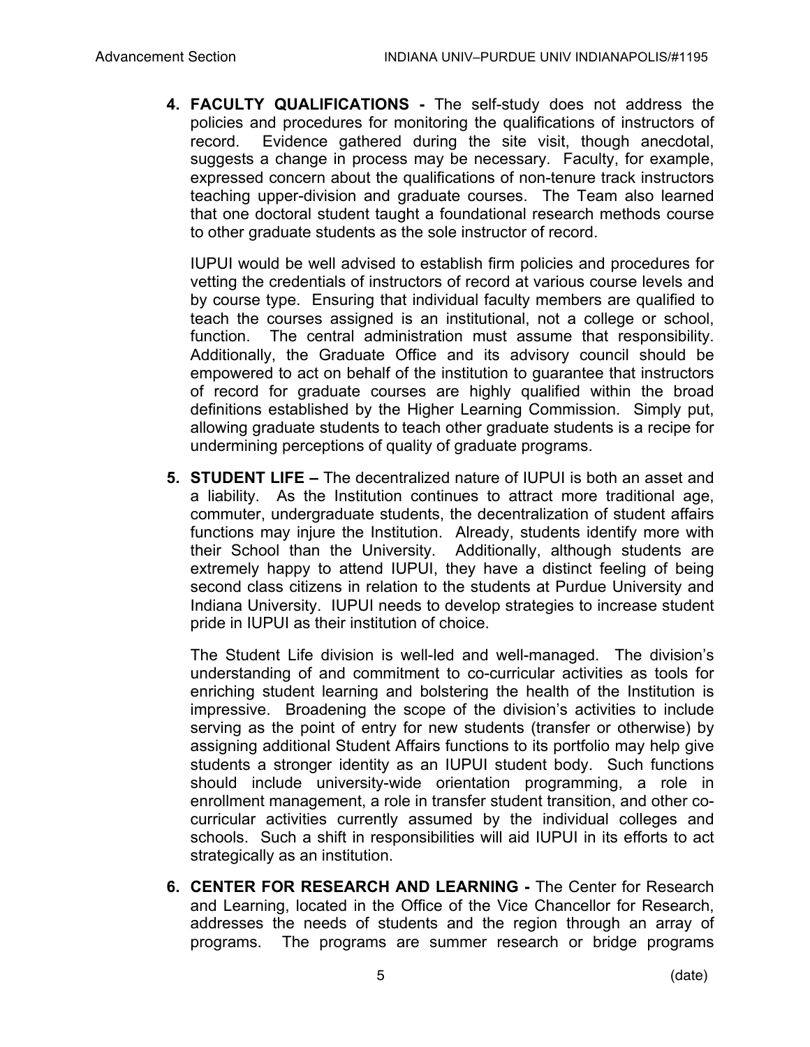4. **FACULTY QUALIFICATIONS -** The self-study does not address the policies and procedures for monitoring the qualifications of instructors of record. Evidence gathered during the site visit, though anecdotal, suggests a change in process may be necessary. Faculty, for example, expressed concern about the qualifications of non-tenure track instructors teaching upper-division and graduate courses. The Team also learned that one doctoral student taught a foundational research methods course to other graduate students as the sole instructor of record.

   IUPUI would be well advised to establish firm policies and procedures for vetting the credentials of instructors of record at various course levels and by course type. Ensuring that individual faculty members are qualified to teach the courses assigned is an institutional, not a college or school, function. The central administration must assume that responsibility. Additionally, the Graduate Office and its advisory council should be empowered to act on behalf of the institution to guarantee that instructors of record for graduate courses are highly qualified within the broad definitions established by the Higher Learning Commission. Simply put, allowing graduate students to teach other graduate students is a recipe for undermining perceptions of quality of graduate programs.

5. **STUDENT LIFE –** The decentralized nature of IUPUI is both an asset and a liability. As the Institution continues to attract more traditional age, commuter, undergraduate students, the decentralization of student affairs functions may injure the Institution. Already, students identify more with their School than the University. Additionally, although students are extremely happy to attend IUPUI, they have a distinct feeling of being second class citizens in relation to the students at Purdue University and Indiana University. IUPUI needs to develop strategies to increase student pride in IUPUI as their institution of choice.

   The Student Life division is well-led and well-managed. The division's understanding of and commitment to co-curricular activities as tools for enriching student learning and bolstering the health of the Institution is impressive. Broadening the scope of the division's activities to include serving as the point of entry for new students (transfer or otherwise) by assigning additional Student Affairs functions to its portfolio may help give students a stronger identity as an IUPUI student body. Such functions should include university-wide orientation programming, a role in enrollment management, a role in transfer student transition, and other co-curricular activities currently assumed by the individual colleges and schools. Such a shift in responsibilities will aid IUPUI in its efforts to act strategically as an institution.

6. **CENTER FOR RESEARCH AND LEARNING -** The Center for Research and Learning, located in the Office of the Vice Chancellor for Research, addresses the needs of students and the region through an array of programs. The programs are summer research or bridge programs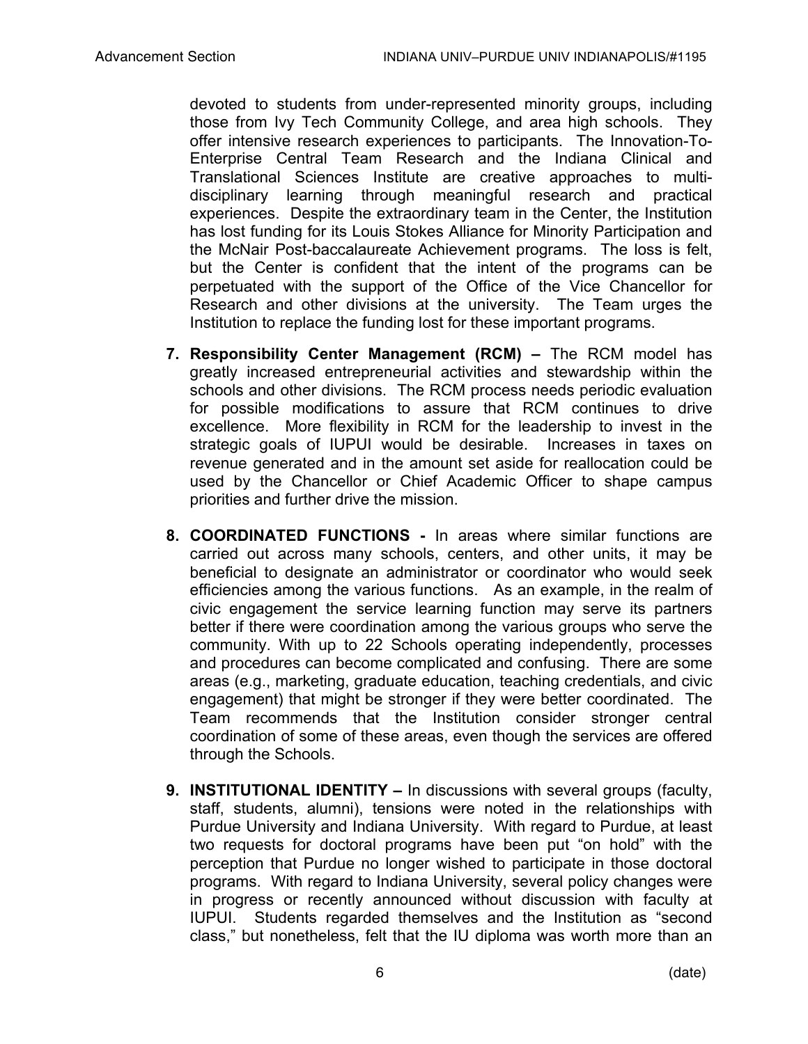devoted to students from under-represented minority groups, including those from Ivy Tech Community College, and area high schools. They offer intensive research experiences to participants. The Innovation-To-Enterprise Central Team Research and the Indiana Clinical and Translational Sciences Institute are creative approaches to multi-disciplinary learning through meaningful research and practical experiences. Despite the extraordinary team in the Center, the Institution has lost funding for its Louis Stokes Alliance for Minority Participation and the McNair Post-baccalaureate Achievement programs. The loss is felt, but the Center is confident that the intent of the programs can be perpetuated with the support of the Office of the Vice Chancellor for Research and other divisions at the university. The Team urges the Institution to replace the funding lost for these important programs.

7. **Responsibility Center Management (RCM) –** The RCM model has greatly increased entrepreneurial activities and stewardship within the schools and other divisions. The RCM process needs periodic evaluation for possible modifications to assure that RCM continues to drive excellence. More flexibility in RCM for the leadership to invest in the strategic goals of IUPUI would be desirable. Increases in taxes on revenue generated and in the amount set aside for reallocation could be used by the Chancellor or Chief Academic Officer to shape campus priorities and further drive the mission.

8. **COORDINATED FUNCTIONS -** In areas where similar functions are carried out across many schools, centers, and other units, it may be beneficial to designate an administrator or coordinator who would seek efficiencies among the various functions. As an example, in the realm of civic engagement the service learning function may serve its partners better if there were coordination among the various groups who serve the community. With up to 22 Schools operating independently, processes and procedures can become complicated and confusing. There are some areas (e.g., marketing, graduate education, teaching credentials, and civic engagement) that might be stronger if they were better coordinated. The Team recommends that the Institution consider stronger central coordination of some of these areas, even though the services are offered through the Schools.

9. **INSTITUTIONAL IDENTITY –** In discussions with several groups (faculty, staff, students, alumni), tensions were noted in the relationships with Purdue University and Indiana University. With regard to Purdue, at least two requests for doctoral programs have been put "on hold" with the perception that Purdue no longer wished to participate in those doctoral programs. With regard to Indiana University, several policy changes were in progress or recently announced without discussion with faculty at IUPUI. Students regarded themselves and the Institution as "second class," but nonetheless, felt that the IU diploma was worth more than an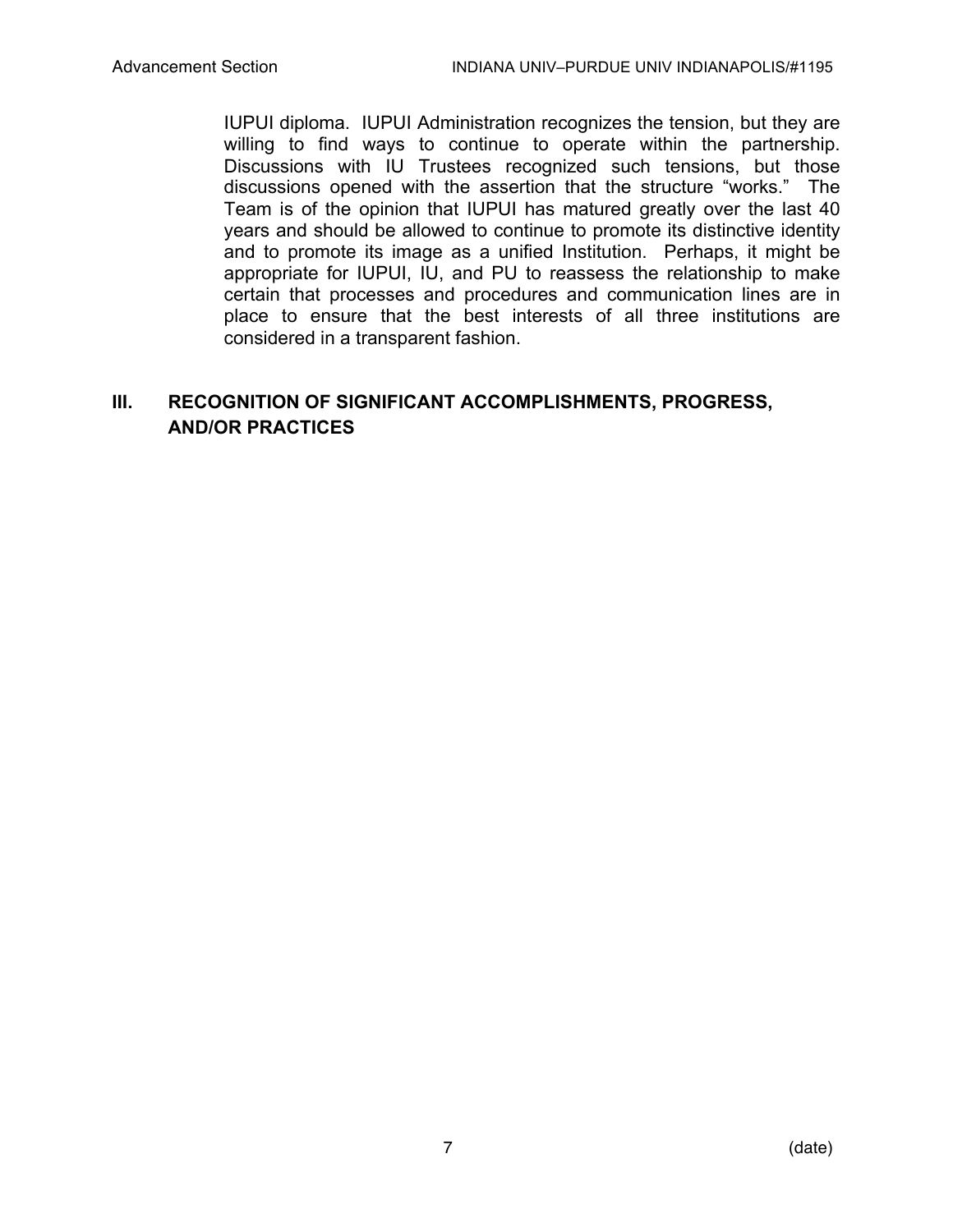IUPUI diploma. IUPUI Administration recognizes the tension, but they are willing to find ways to continue to operate within the partnership. Discussions with IU Trustees recognized such tensions, but those discussions opened with the assertion that the structure "works." The Team is of the opinion that IUPUI has matured greatly over the last 40 years and should be allowed to continue to promote its distinctive identity and to promote its image as a unified Institution. Perhaps, it might be appropriate for IUPUI, IU, and PU to reassess the relationship to make certain that processes and procedures and communication lines are in place to ensure that the best interests of all three institutions are considered in a transparent fashion.

## III. RECOGNITION OF SIGNIFICANT ACCOMPLISHMENTS, PROGRESS, AND/OR PRACTICES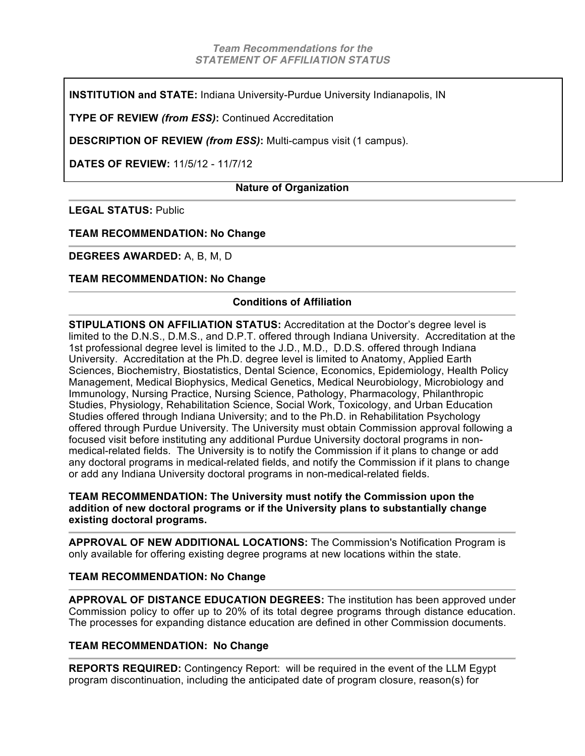***Team Recommendations for the STATEMENT OF AFFILIATION STATUS***

**INSTITUTION and STATE:** Indiana University-Purdue University Indianapolis, IN

**TYPE OF REVIEW *(from ESS)*:** Continued Accreditation

**DESCRIPTION OF REVIEW *(from ESS)*:** Multi-campus visit (1 campus).

**DATES OF REVIEW:** 11/5/12 - 11/7/12

### Nature of Organization

**LEGAL STATUS:** Public

**TEAM RECOMMENDATION: No Change**

**DEGREES AWARDED:** A, B, M, D

**TEAM RECOMMENDATION: No Change**

### Conditions of Affiliation

**STIPULATIONS ON AFFILIATION STATUS:** Accreditation at the Doctor's degree level is limited to the D.N.S., D.M.S., and D.P.T. offered through Indiana University. Accreditation at the 1st professional degree level is limited to the J.D., M.D., D.D.S. offered through Indiana University. Accreditation at the Ph.D. degree level is limited to Anatomy, Applied Earth Sciences, Biochemistry, Biostatistics, Dental Science, Economics, Epidemiology, Health Policy Management, Medical Biophysics, Medical Genetics, Medical Neurobiology, Microbiology and Immunology, Nursing Practice, Nursing Science, Pathology, Pharmacology, Philanthropic Studies, Physiology, Rehabilitation Science, Social Work, Toxicology, and Urban Education Studies offered through Indiana University; and to the Ph.D. in Rehabilitation Psychology offered through Purdue University. The University must obtain Commission approval following a focused visit before instituting any additional Purdue University doctoral programs in non-medical-related fields. The University is to notify the Commission if it plans to change or add any doctoral programs in medical-related fields, and notify the Commission if it plans to change or add any Indiana University doctoral programs in non-medical-related fields.

**TEAM RECOMMENDATION: The University must notify the Commission upon the addition of new doctoral programs or if the University plans to substantially change existing doctoral programs.**

**APPROVAL OF NEW ADDITIONAL LOCATIONS:** The Commission's Notification Program is only available for offering existing degree programs at new locations within the state.

**TEAM RECOMMENDATION: No Change**

**APPROVAL OF DISTANCE EDUCATION DEGREES:** The institution has been approved under Commission policy to offer up to 20% of its total degree programs through distance education. The processes for expanding distance education are defined in other Commission documents.

**TEAM RECOMMENDATION: No Change**

**REPORTS REQUIRED:** Contingency Report: will be required in the event of the LLM Egypt program discontinuation, including the anticipated date of program closure, reason(s) for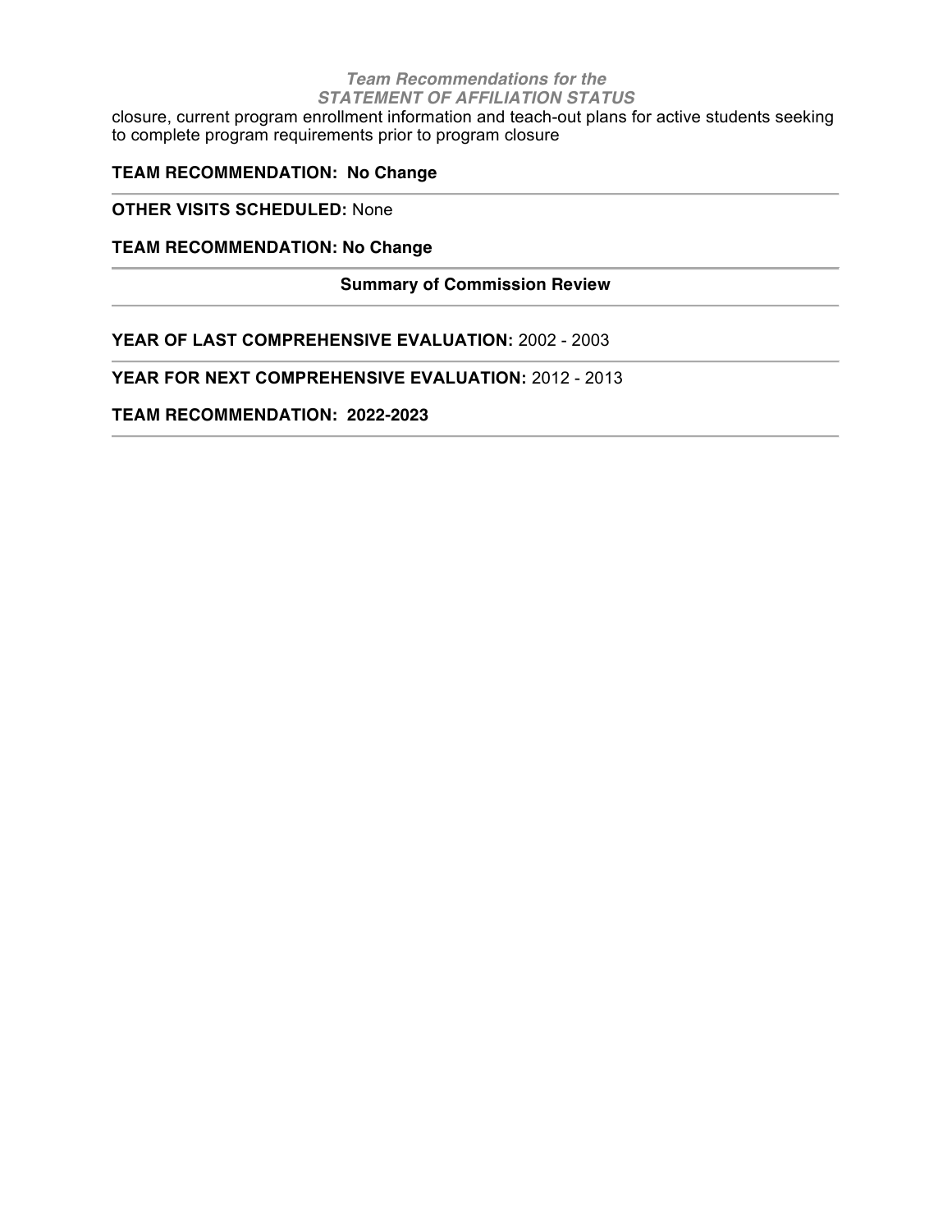closure, current program enrollment information and teach-out plans for active students seeking to complete program requirements prior to program closure

**TEAM RECOMMENDATION: No Change**

---

**OTHER VISITS SCHEDULED:** None

**TEAM RECOMMENDATION: No Change**

---

**Summary of Commission Review**

---

**YEAR OF LAST COMPREHENSIVE EVALUATION:** 2002 - 2003

---

**YEAR FOR NEXT COMPREHENSIVE EVALUATION:** 2012 - 2013

**TEAM RECOMMENDATION: 2022-2023**

---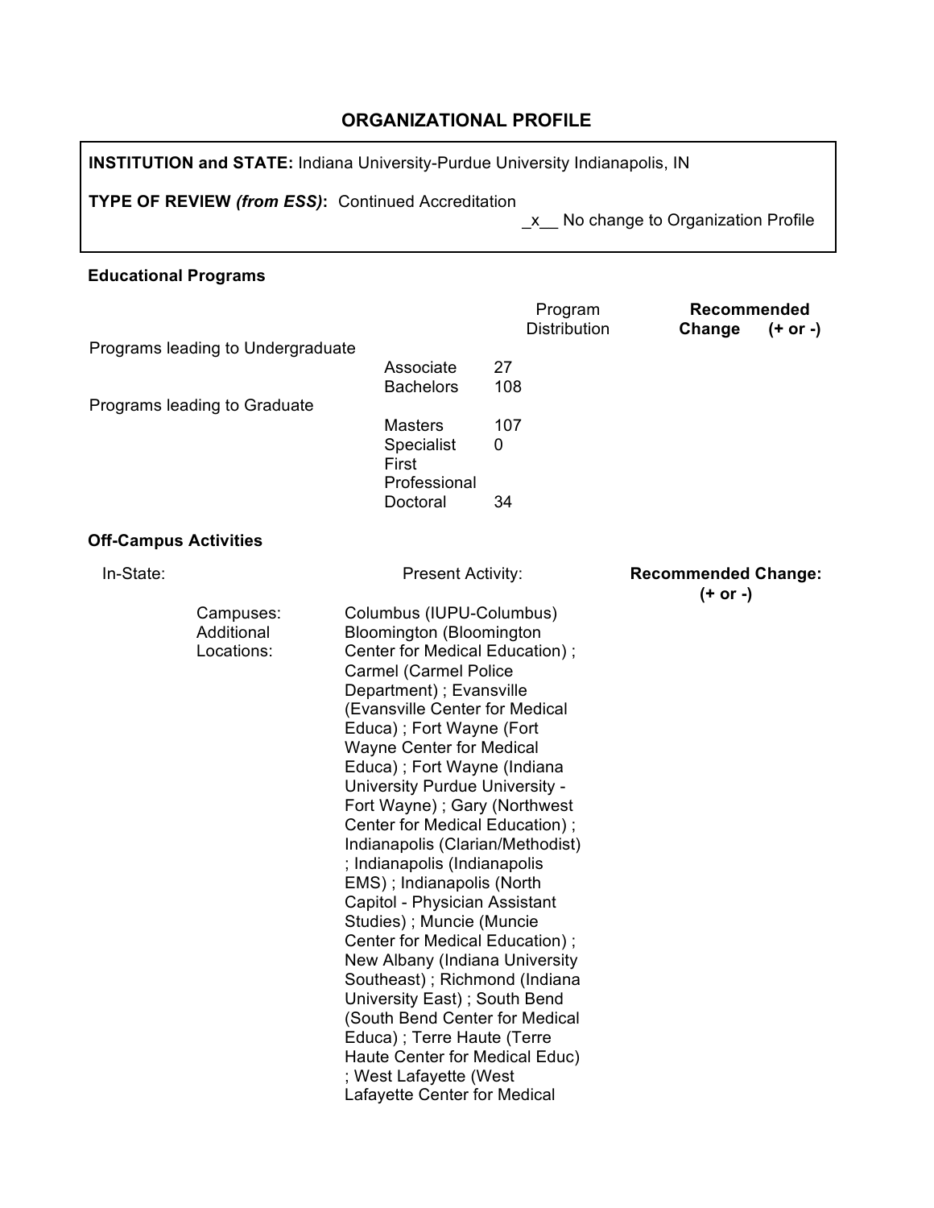## ORGANIZATIONAL PROFILE

**INSTITUTION and STATE:** Indiana University-Purdue University Indianapolis, IN

**TYPE OF REVIEW *(from ESS)*:** Continued Accreditation

_x__ No change to Organization Profile

### Educational Programs

| | | Program Distribution | Recommended Change (+ or -) |
|---|---|---|---|
| Programs leading to Undergraduate | | | |
| | Associate | 27 | |
| | Bachelors | 108 | |
| Programs leading to Graduate | | | |
| | Masters | 107 | |
| | Specialist | 0 | |
| | First Professional | | |
| | Doctoral | 34 | |

### Off-Campus Activities

| In-State: | | Present Activity: | Recommended Change: (+ or -) |
|---|---|---|---|
| | Campuses: | Columbus (IUPU-Columbus) | |
| | Additional Locations: | Bloomington (Bloomington Center for Medical Education) ; Carmel (Carmel Police Department) ; Evansville (Evansville Center for Medical Educa) ; Fort Wayne (Fort Wayne Center for Medical Educa) ; Fort Wayne (Indiana University Purdue University - Fort Wayne) ; Gary (Northwest Center for Medical Education) ; Indianapolis (Clarian/Methodist) ; Indianapolis (Indianapolis EMS) ; Indianapolis (North Capitol - Physician Assistant Studies) ; Muncie (Muncie Center for Medical Education) ; New Albany (Indiana University Southeast) ; Richmond (Indiana University East) ; South Bend (South Bend Center for Medical Educa) ; Terre Haute (Terre Haute Center for Medical Educ) ; West Lafayette (West Lafayette Center for Medical | |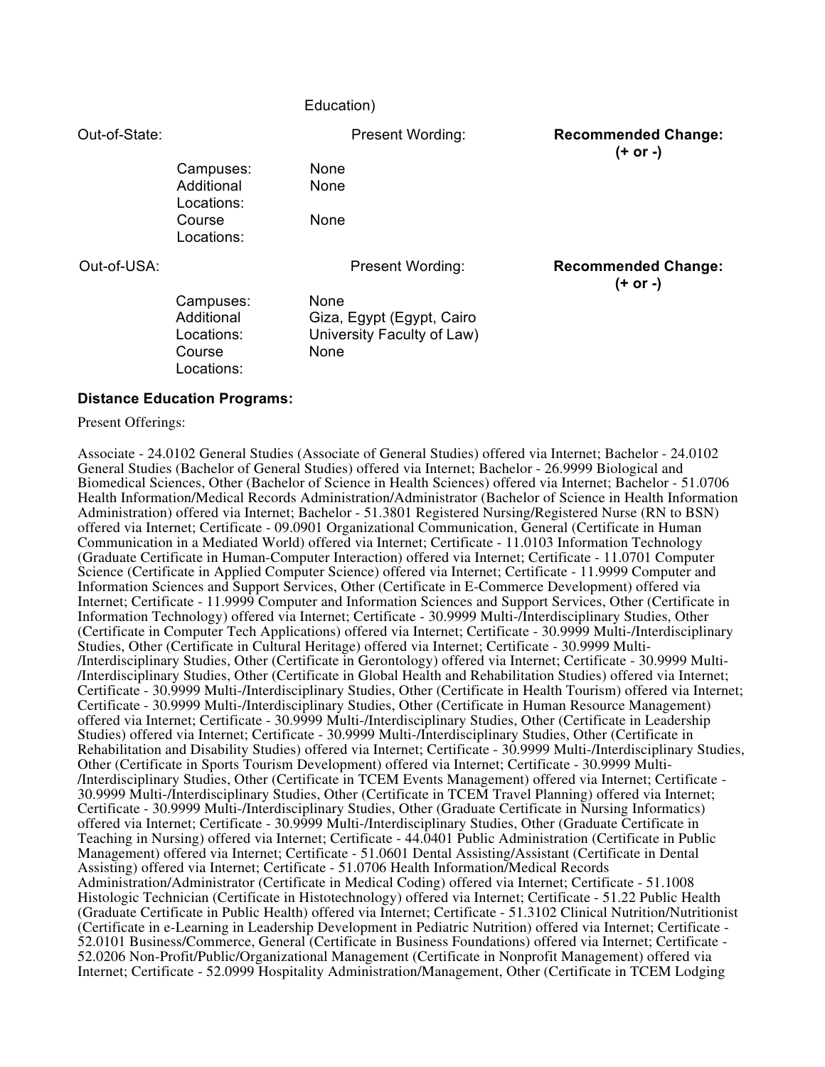Education)

| Out-of-State: | | Present Wording: | **Recommended Change: (+ or -)** |
|---|---|---|---|
| | Campuses: | None | |
| | Additional Locations: | None | |
| | Course Locations: | None | |

| Out-of-USA: | | Present Wording: | **Recommended Change: (+ or -)** |
|---|---|---|---|
| | Campuses: | None | |
| | Additional Locations: | Giza, Egypt (Egypt, Cairo University Faculty of Law) | |
| | Course Locations: | None | |

**Distance Education Programs:**

Present Offerings:

Associate - 24.0102 General Studies (Associate of General Studies) offered via Internet; Bachelor - 24.0102 General Studies (Bachelor of General Studies) offered via Internet; Bachelor - 26.9999 Biological and Biomedical Sciences, Other (Bachelor of Science in Health Sciences) offered via Internet; Bachelor - 51.0706 Health Information/Medical Records Administration/Administrator (Bachelor of Science in Health Information Administration) offered via Internet; Bachelor - 51.3801 Registered Nursing/Registered Nurse (RN to BSN) offered via Internet; Certificate - 09.0901 Organizational Communication, General (Certificate in Human Communication in a Mediated World) offered via Internet; Certificate - 11.0103 Information Technology (Graduate Certificate in Human-Computer Interaction) offered via Internet; Certificate - 11.0701 Computer Science (Certificate in Applied Computer Science) offered via Internet; Certificate - 11.9999 Computer and Information Sciences and Support Services, Other (Certificate in E-Commerce Development) offered via Internet; Certificate - 11.9999 Computer and Information Sciences and Support Services, Other (Certificate in Information Technology) offered via Internet; Certificate - 30.9999 Multi-/Interdisciplinary Studies, Other (Certificate in Computer Tech Applications) offered via Internet; Certificate - 30.9999 Multi-/Interdisciplinary Studies, Other (Certificate in Cultural Heritage) offered via Internet; Certificate - 30.9999 Multi-/Interdisciplinary Studies, Other (Certificate in Gerontology) offered via Internet; Certificate - 30.9999 Multi-/Interdisciplinary Studies, Other (Certificate in Global Health and Rehabilitation Studies) offered via Internet; Certificate - 30.9999 Multi-/Interdisciplinary Studies, Other (Certificate in Health Tourism) offered via Internet; Certificate - 30.9999 Multi-/Interdisciplinary Studies, Other (Certificate in Human Resource Management) offered via Internet; Certificate - 30.9999 Multi-/Interdisciplinary Studies, Other (Certificate in Leadership Studies) offered via Internet; Certificate - 30.9999 Multi-/Interdisciplinary Studies, Other (Certificate in Rehabilitation and Disability Studies) offered via Internet; Certificate - 30.9999 Multi-/Interdisciplinary Studies, Other (Certificate in Sports Tourism Development) offered via Internet; Certificate - 30.9999 Multi-/Interdisciplinary Studies, Other (Certificate in TCEM Events Management) offered via Internet; Certificate - 30.9999 Multi-/Interdisciplinary Studies, Other (Certificate in TCEM Travel Planning) offered via Internet; Certificate - 30.9999 Multi-/Interdisciplinary Studies, Other (Graduate Certificate in Nursing Informatics) offered via Internet; Certificate - 30.9999 Multi-/Interdisciplinary Studies, Other (Graduate Certificate in Teaching in Nursing) offered via Internet; Certificate - 44.0401 Public Administration (Certificate in Public Management) offered via Internet; Certificate - 51.0601 Dental Assisting/Assistant (Certificate in Dental Assisting) offered via Internet; Certificate - 51.0706 Health Information/Medical Records Administration/Administrator (Certificate in Medical Coding) offered via Internet; Certificate - 51.1008 Histologic Technician (Certificate in Histotechnology) offered via Internet; Certificate - 51.22 Public Health (Graduate Certificate in Public Health) offered via Internet; Certificate - 51.3102 Clinical Nutrition/Nutritionist (Certificate in e-Learning in Leadership Development in Pediatric Nutrition) offered via Internet; Certificate - 52.0101 Business/Commerce, General (Certificate in Business Foundations) offered via Internet; Certificate - 52.0206 Non-Profit/Public/Organizational Management (Certificate in Nonprofit Management) offered via Internet; Certificate - 52.0999 Hospitality Administration/Management, Other (Certificate in TCEM Lodging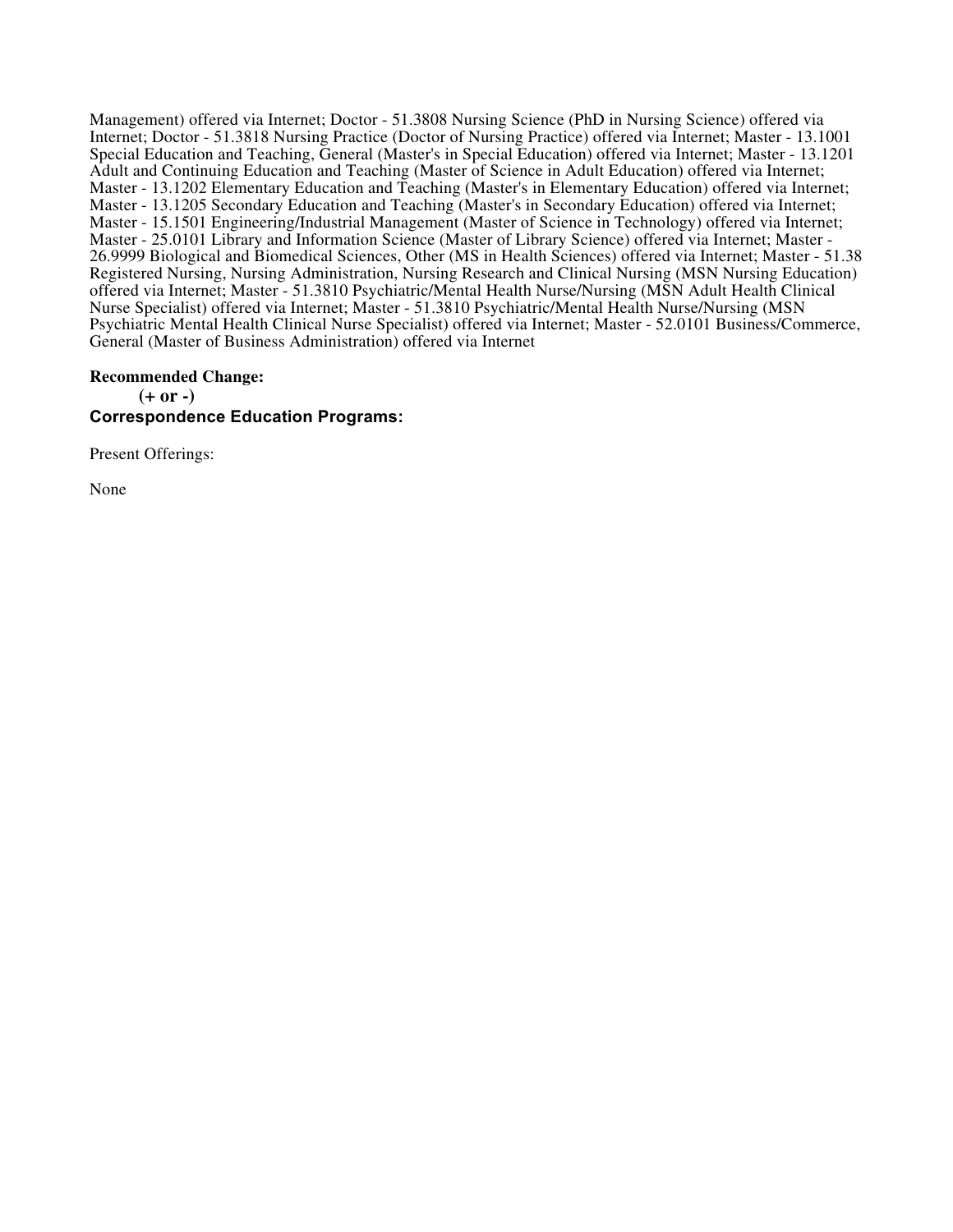Management) offered via Internet; Doctor - 51.3808 Nursing Science (PhD in Nursing Science) offered via Internet; Doctor - 51.3818 Nursing Practice (Doctor of Nursing Practice) offered via Internet; Master - 13.1001 Special Education and Teaching, General (Master's in Special Education) offered via Internet; Master - 13.1201 Adult and Continuing Education and Teaching (Master of Science in Adult Education) offered via Internet; Master - 13.1202 Elementary Education and Teaching (Master's in Elementary Education) offered via Internet; Master - 13.1205 Secondary Education and Teaching (Master's in Secondary Education) offered via Internet; Master - 15.1501 Engineering/Industrial Management (Master of Science in Technology) offered via Internet; Master - 25.0101 Library and Information Science (Master of Library Science) offered via Internet; Master - 26.9999 Biological and Biomedical Sciences, Other (MS in Health Sciences) offered via Internet; Master - 51.38 Registered Nursing, Nursing Administration, Nursing Research and Clinical Nursing (MSN Nursing Education) offered via Internet; Master - 51.3810 Psychiatric/Mental Health Nurse/Nursing (MSN Adult Health Clinical Nurse Specialist) offered via Internet; Master - 51.3810 Psychiatric/Mental Health Nurse/Nursing (MSN Psychiatric Mental Health Clinical Nurse Specialist) offered via Internet; Master - 52.0101 Business/Commerce, General (Master of Business Administration) offered via Internet

**Recommended Change:**
**(+ or -)**

**Correspondence Education Programs:**

Present Offerings:

None